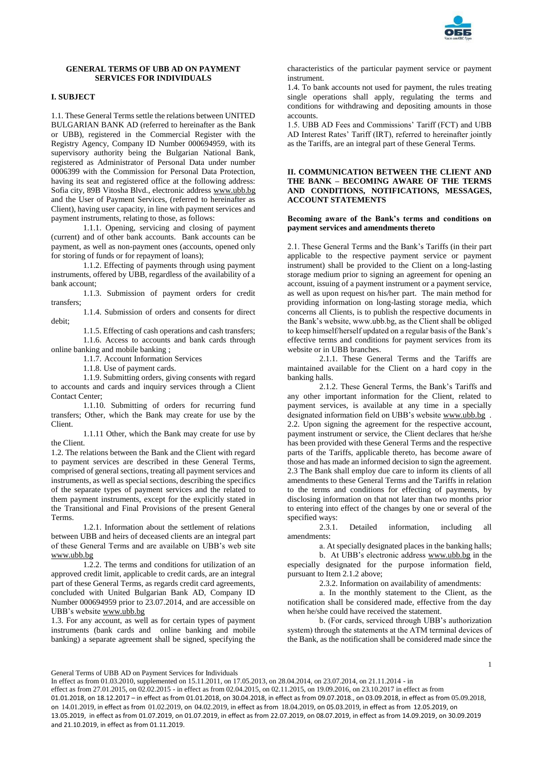**GENERAL TERMS OF UBB AD ON PAYMENT SERVICES FOR INDIVIDUALS**

**I. SUBJECT**

1.1. These General Terms settle the relations between UNITED BULGARIAN BANK AD (referred to hereinafter as the Bank or UBB), registered in the Commercial Register with the Registry Agency, Company ID Number 000694959, with its supervisory authority being the Bulgarian National Bank, registered as Administrator of Personal Data under number 0006399 with the Commission for Personal Data Protection, having its seat and registered office at the following address: Sofia city, 89B Vitosha Blvd., electronic address www.ubb.bg and the User of Payment Services, (referred to hereinafter as Client), having user capacity, in line with payment services and payment instruments, relating to those, as follows:

1.1.1. Opening, servicing and closing of payment (current) and of other bank accounts. Bank accounts can be payment, as well as non-payment ones (accounts, opened only for storing of funds or for repayment of loans);

1.1.2. Effecting of payments through using payment instruments, offered by UBB, regardless of the availability of a bank account;

1.1.3. Submission of payment orders for credit transfers;

1.1.4. Submission of orders and consents for direct debit;

1.1.5. Effecting of cash operations and cash transfers;

1.1.6. Access to accounts and bank cards through online banking and mobile banking ;

1.1.7. Account Information Services

1.1.8. Use of payment cards.

1.1.9. Submitting orders, giving consents with regard to accounts and cards and inquiry services through a Client Contact Center;

1.1.10. Submitting of orders for recurring fund transfers; Other, which the Bank may create for use by the Client.

1.1.11 Other, which the Bank may create for use by the Client.

1.2. The relations between the Bank and the Client with regard to payment services are described in these General Terms, comprised of general sections, treating all payment services and instruments, as well as special sections, describing the specifics of the separate types of payment services and the related to them payment instruments, except for the explicitly stated in the Transitional and Final Provisions of the present General Terms.

1.2.1. Information about the settlement of relations between UBB and heirs of deceased clients are an integral part of these General Terms and are available on UBB's web site www.ubb.bg

1.2.2. The terms and conditions for utilization of an approved credit limit, applicable to credit cards, are an integral part of these General Terms, as regards credit card agreements, concluded with United Bulgarian Bank AD, Company ID Number 000694959 prior to 23.07.2014, and are accessible on UBB's website www.ubb.bg

1.3. For any account, as well as for certain types of payment instruments (bank cards and online banking and mobile banking) a separate agreement shall be signed, specifying the characteristics of the particular payment service or payment instrument.

1.4. To bank accounts not used for payment, the rules treating single operations shall apply, regulating the terms and conditions for withdrawing and depositing amounts in those accounts.

1.5. UBB AD Fees and Commissions' Tariff (FCT) and UBB AD Interest Rates' Tariff (IRT), referred to hereinafter jointly as the Tariffs, are an integral part of these General Terms.

**II. COMMUNICATION BETWEEN THE CLIENT AND THE BANK – BECOMING AWARE OF THE TERMS AND CONDITIONS, NOTIFICATIONS, MESSAGES, ACCOUNT STATEMENTS**

**Becoming aware of the Bank's terms and conditions on payment services and amendments thereto**

2.1. These General Terms and the Bank's Tariffs (in their part applicable to the respective payment service or payment instrument) shall be provided to the Client on a long-lasting storage medium prior to signing an agreement for opening an account, issuing of a payment instrument or a payment service, as well as upon request on his/her part. The main method for providing information on long-lasting storage media, which concerns all Clients, is to publish the respective documents in the Bank's website, www.ubb.bg, as the Client shall be obliged to keep himself/herself updated on a regular basis of the Bank's effective terms and conditions for payment services from its website or in UBB branches.

2.1.1. These General Terms and the Tariffs are maintained available for the Client on a hard copy in the banking halls.

2.1.2. These General Terms, the Bank's Tariffs and any other important information for the Client, related to payment services, is available at any time in a specially designated information field on UBB's website www.ubb.bg .

2.2. Upon signing the agreement for the respective account, payment instrument or service, the Client declares that he/she has been provided with these General Terms and the respective parts of the Tariffs, applicable thereto, has become aware of those and has made an informed decision to sign the agreement.

2.3 The Bank shall employ due care to inform its clients of all amendments to these General Terms and the Tariffs in relation to the terms and conditions for effecting of payments, by disclosing information on that not later than two months prior to entering into effect of the changes by one or several of the specified ways:

2.3.1. Detailed information, including all amendments:

a. At specially designated places in the banking halls;

b. At UBB's electronic address www.ubb.bg in the especially designated for the purpose information field, pursuant to Item 2.1.2 above;

2.3.2. Information on availability of amendments:

a. In the monthly statement to the Client, as the notification shall be considered made, effective from the day when he/she could have received the statement.

b. (For cards, serviced through UBB's authorization system) through the statements at the ATM terminal devices of the Bank, as the notification shall be considered made since the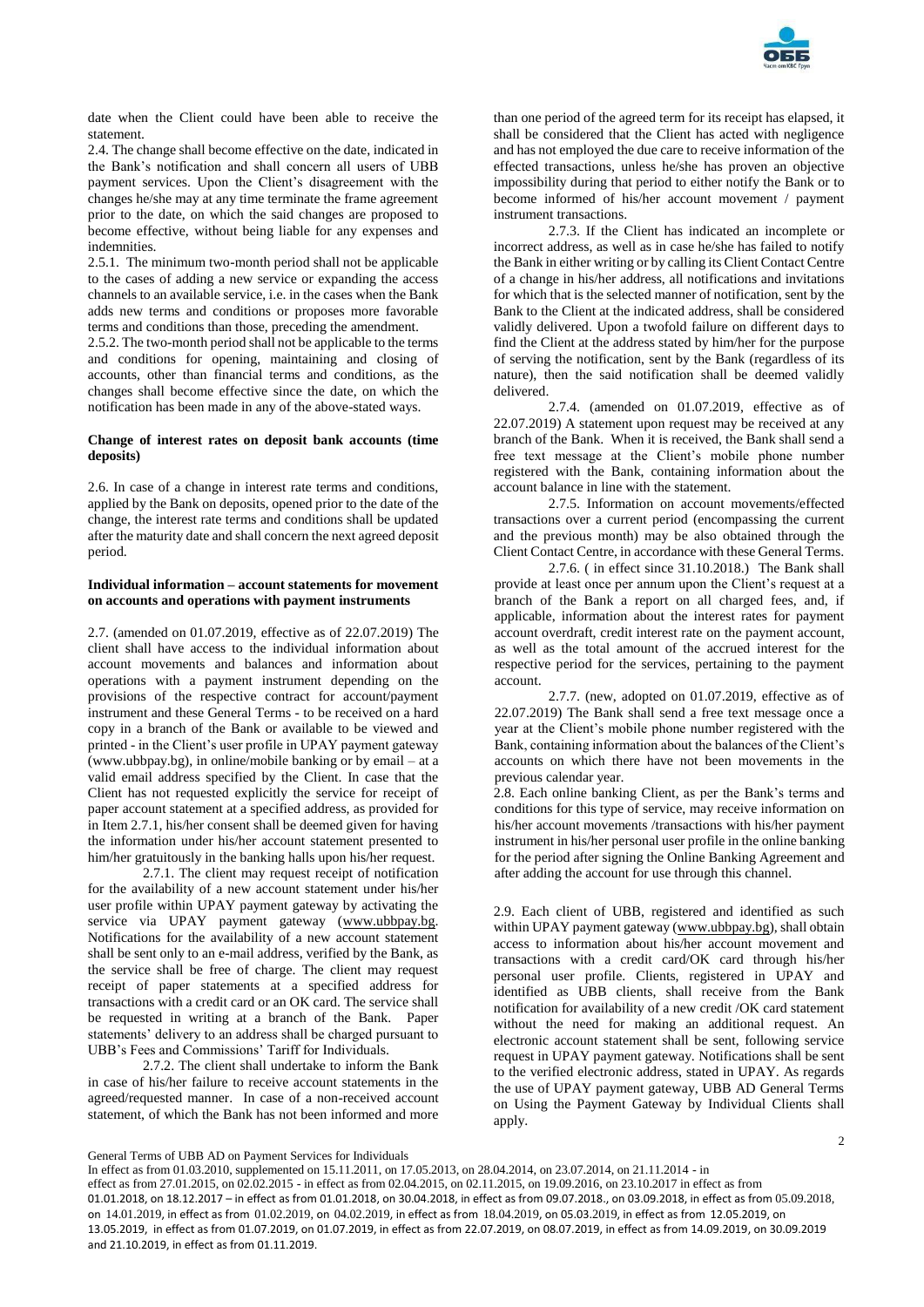date when the Client could have been able to receive the statement.

2.4. The change shall become effective on the date, indicated in the Bank's notification and shall concern all users of UBB payment services. Upon the Client's disagreement with the changes he/she may at any time terminate the frame agreement prior to the date, on which the said changes are proposed to become effective, without being liable for any expenses and indemnities.

2.5.1. The minimum two-month period shall not be applicable to the cases of adding a new service or expanding the access channels to an available service, i.e. in the cases when the Bank adds new terms and conditions or proposes more favorable terms and conditions than those, preceding the amendment.

2.5.2. The two-month period shall not be applicable to the terms and conditions for opening, maintaining and closing of accounts, other than financial terms and conditions, as the changes shall become effective since the date, on which the notification has been made in any of the above-stated ways.

**Change of interest rates on deposit bank accounts (time deposits)**

2.6. In case of a change in interest rate terms and conditions, applied by the Bank on deposits, opened prior to the date of the change, the interest rate terms and conditions shall be updated after the maturity date and shall concern the next agreed deposit period.

**Individual information – account statements for movement on accounts and operations with payment instruments**

2.7. (amended on 01.07.2019, effective as of 22.07.2019) The client shall have access to the individual information about account movements and balances and information about operations with a payment instrument depending on the provisions of the respective contract for account/payment instrument and these General Terms - to be received on a hard copy in a branch of the Bank or available to be viewed and printed - in the Client's user profile in UPAY payment gateway (www.ubbpay.bg), in online/mobile banking or by email – at a valid email address specified by the Client. In case that the Client has not requested explicitly the service for receipt of paper account statement at a specified address, as provided for in Item 2.7.1, his/her consent shall be deemed given for having the information under his/her account statement presented to him/her gratuitously in the banking halls upon his/her request.

2.7.1. The client may request receipt of notification for the availability of a new account statement under his/her user profile within UPAY payment gateway by activating the service via UPAY payment gateway (www.ubbpay.bg. Notifications for the availability of a new account statement shall be sent only to an e-mail address, verified by the Bank, as the service shall be free of charge. The client may request receipt of paper statements at a specified address for transactions with a credit card or an OK card. The service shall be requested in writing at a branch of the Bank. Paper statements' delivery to an address shall be charged pursuant to UBB's Fees and Commissions' Tariff for Individuals.

2.7.2. The client shall undertake to inform the Bank in case of his/her failure to receive account statements in the agreed/requested manner. In case of a non-received account statement, of which the Bank has not been informed and more than one period of the agreed term for its receipt has elapsed, it shall be considered that the Client has acted with negligence and has not employed the due care to receive information of the effected transactions, unless he/she has proven an objective impossibility during that period to either notify the Bank or to become informed of his/her account movement / payment instrument transactions.

2.7.3. If the Client has indicated an incomplete or incorrect address, as well as in case he/she has failed to notify the Bank in either writing or by calling its Client Contact Centre of a change in his/her address, all notifications and invitations for which that is the selected manner of notification, sent by the Bank to the Client at the indicated address, shall be considered validly delivered. Upon a twofold failure on different days to find the Client at the address stated by him/her for the purpose of serving the notification, sent by the Bank (regardless of its nature), then the said notification shall be deemed validly delivered.

2.7.4. (amended on 01.07.2019, effective as of 22.07.2019) A statement upon request may be received at any branch of the Bank. When it is received, the Bank shall send a free text message at the Client's mobile phone number registered with the Bank, containing information about the account balance in line with the statement.

2.7.5. Information on account movements/effected transactions over a current period (encompassing the current and the previous month) may be also obtained through the Client Contact Centre, in accordance with these General Terms.

2.7.6. ( in effect since 31.10.2018.) The Bank shall provide at least once per annum upon the Client's request at a branch of the Bank a report on all charged fees, and, if applicable, information about the interest rates for payment account overdraft, credit interest rate on the payment account, as well as the total amount of the accrued interest for the respective period for the services, pertaining to the payment account.

2.7.7. (new, adopted on 01.07.2019, effective as of 22.07.2019) The Bank shall send a free text message once a year at the Client's mobile phone number registered with the Bank, containing information about the balances of the Client's accounts on which there have not been movements in the previous calendar year.

2.8. Each online banking Client, as per the Bank's terms and conditions for this type of service, may receive information on his/her account movements /transactions with his/her payment instrument in his/her personal user profile in the online banking for the period after signing the Online Banking Agreement and after adding the account for use through this channel.

2.9. Each client of UBB, registered and identified as such within UPAY payment gateway (www.ubbpay.bg), shall obtain access to information about his/her account movement and transactions with a credit card/OK card through his/her personal user profile. Clients, registered in UPAY and identified as UBB clients, shall receive from the Bank notification for availability of a new credit /OK card statement without the need for making an additional request. An electronic account statement shall be sent, following service request in UPAY payment gateway. Notifications shall be sent to the verified electronic address, stated in UPAY. As regards the use of UPAY payment gateway, UBB AD General Terms on Using the Payment Gateway by Individual Clients shall apply.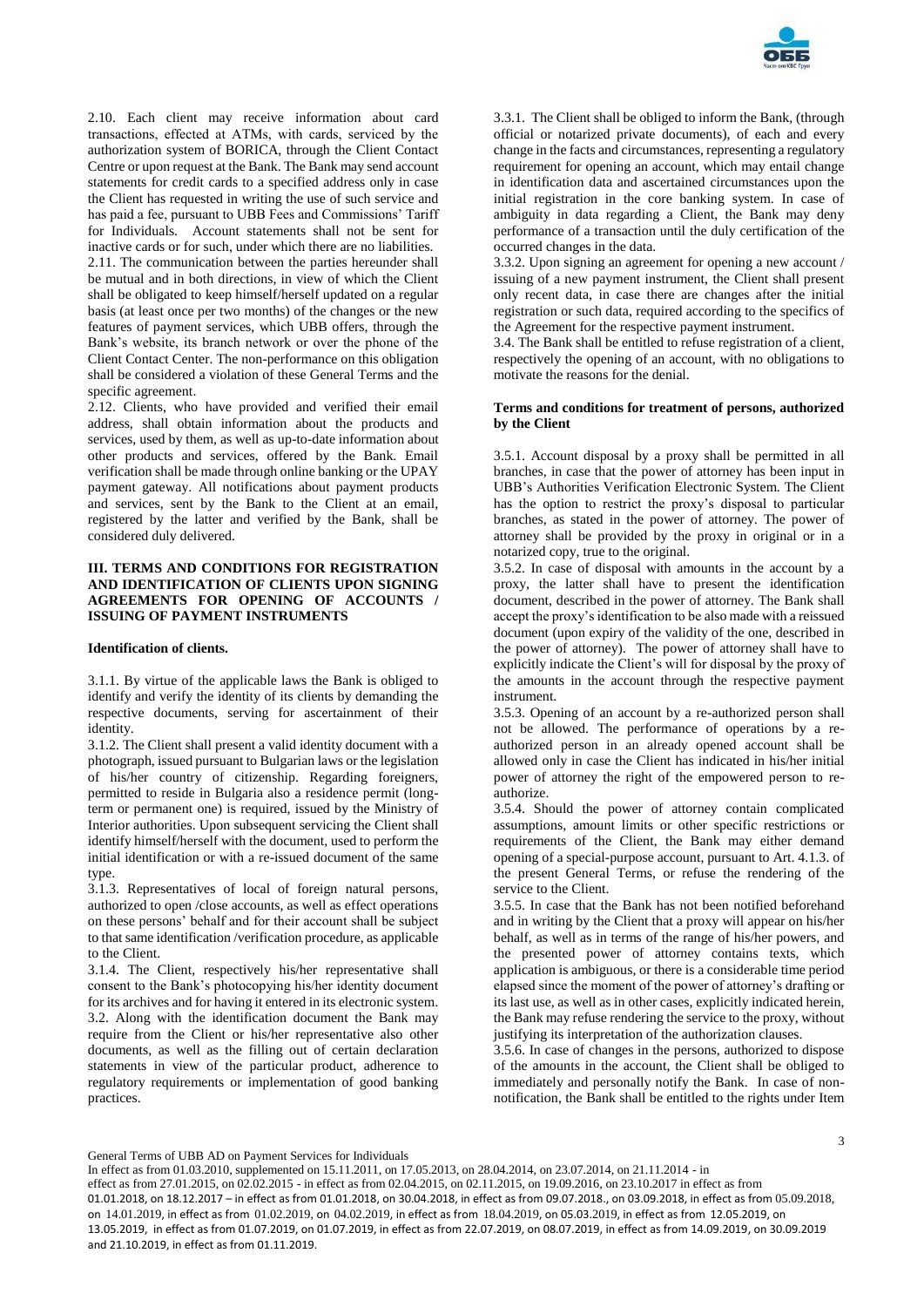2.10. Each client may receive information about card transactions, effected at ATMs, with cards, serviced by the authorization system of BORICA, through the Client Contact Centre or upon request at the Bank. The Bank may send account statements for credit cards to a specified address only in case the Client has requested in writing the use of such service and has paid a fee, pursuant to UBB Fees and Commissions' Tariff for Individuals. Account statements shall not be sent for inactive cards or for such, under which there are no liabilities.

2.11. The communication between the parties hereunder shall be mutual and in both directions, in view of which the Client shall be obligated to keep himself/herself updated on a regular basis (at least once per two months) of the changes or the new features of payment services, which UBB offers, through the Bank's website, its branch network or over the phone of the Client Contact Center. The non-performance on this obligation shall be considered a violation of these General Terms and the specific agreement.

2.12. Clients, who have provided and verified their email address, shall obtain information about the products and services, used by them, as well as up-to-date information about other products and services, offered by the Bank. Email verification shall be made through online banking or the UPAY payment gateway. All notifications about payment products and services, sent by the Bank to the Client at an email, registered by the latter and verified by the Bank, shall be considered duly delivered.

## III. TERMS AND CONDITIONS FOR REGISTRATION AND IDENTIFICATION OF CLIENTS UPON SIGNING AGREEMENTS FOR OPENING OF ACCOUNTS / ISSUING OF PAYMENT INSTRUMENTS

### Identification of clients.

3.1.1. By virtue of the applicable laws the Bank is obliged to identify and verify the identity of its clients by demanding the respective documents, serving for ascertainment of their identity.

3.1.2. The Client shall present a valid identity document with a photograph, issued pursuant to Bulgarian laws or the legislation of his/her country of citizenship. Regarding foreigners, permitted to reside in Bulgaria also a residence permit (long-term or permanent one) is required, issued by the Ministry of Interior authorities. Upon subsequent servicing the Client shall identify himself/herself with the document, used to perform the initial identification or with a re-issued document of the same type.

3.1.3. Representatives of local of foreign natural persons, authorized to open /close accounts, as well as effect operations on these persons' behalf and for their account shall be subject to that same identification /verification procedure, as applicable to the Client.

3.1.4. The Client, respectively his/her representative shall consent to the Bank's photocopying his/her identity document for its archives and for having it entered in its electronic system.

3.2. Along with the identification document the Bank may require from the Client or his/her representative also other documents, as well as the filling out of certain declaration statements in view of the particular product, adherence to regulatory requirements or implementation of good banking practices.

3.3.1. The Client shall be obliged to inform the Bank, (through official or notarized private documents), of each and every change in the facts and circumstances, representing a regulatory requirement for opening an account, which may entail change in identification data and ascertained circumstances upon the initial registration in the core banking system. In case of ambiguity in data regarding a Client, the Bank may deny performance of a transaction until the duly certification of the occurred changes in the data.

3.3.2. Upon signing an agreement for opening a new account / issuing of a new payment instrument, the Client shall present only recent data, in case there are changes after the initial registration or such data, required according to the specifics of the Agreement for the respective payment instrument.

3.4. The Bank shall be entitled to refuse registration of a client, respectively the opening of an account, with no obligations to motivate the reasons for the denial.

### Terms and conditions for treatment of persons, authorized by the Client

3.5.1. Account disposal by a proxy shall be permitted in all branches, in case that the power of attorney has been input in UBB's Authorities Verification Electronic System. The Client has the option to restrict the proxy's disposal to particular branches, as stated in the power of attorney. The power of attorney shall be provided by the proxy in original or in a notarized copy, true to the original.

3.5.2. In case of disposal with amounts in the account by a proxy, the latter shall have to present the identification document, described in the power of attorney. The Bank shall accept the proxy's identification to be also made with a reissued document (upon expiry of the validity of the one, described in the power of attorney). The power of attorney shall have to explicitly indicate the Client's will for disposal by the proxy of the amounts in the account through the respective payment instrument.

3.5.3. Opening of an account by a re-authorized person shall not be allowed. The performance of operations by a re-authorized person in an already opened account shall be allowed only in case the Client has indicated in his/her initial power of attorney the right of the empowered person to re-authorize.

3.5.4. Should the power of attorney contain complicated assumptions, amount limits or other specific restrictions or requirements of the Client, the Bank may either demand opening of a special-purpose account, pursuant to Art. 4.1.3. of the present General Terms, or refuse the rendering of the service to the Client.

3.5.5. In case that the Bank has not been notified beforehand and in writing by the Client that a proxy will appear on his/her behalf, as well as in terms of the range of his/her powers, and the presented power of attorney contains texts, which application is ambiguous, or there is a considerable time period elapsed since the moment of the power of attorney's drafting or its last use, as well as in other cases, explicitly indicated herein, the Bank may refuse rendering the service to the proxy, without justifying its interpretation of the authorization clauses.

3.5.6. In case of changes in the persons, authorized to dispose of the amounts in the account, the Client shall be obliged to immediately and personally notify the Bank. In case of non-notification, the Bank shall be entitled to the rights under Item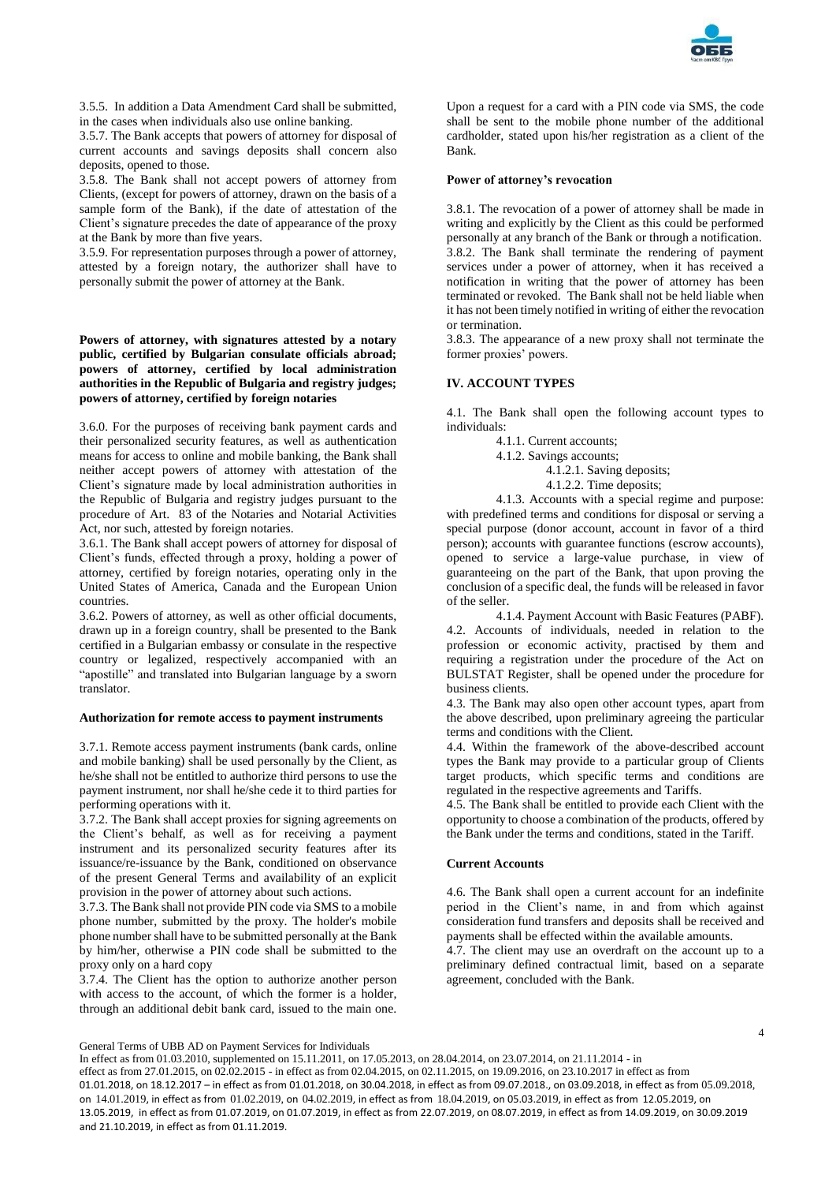3.5.5. In addition a Data Amendment Card shall be submitted, in the cases when individuals also use online banking.

3.5.7. The Bank accepts that powers of attorney for disposal of current accounts and savings deposits shall concern also deposits, opened to those.

3.5.8. The Bank shall not accept powers of attorney from Clients, (except for powers of attorney, drawn on the basis of a sample form of the Bank), if the date of attestation of the Client's signature precedes the date of appearance of the proxy at the Bank by more than five years.

3.5.9. For representation purposes through a power of attorney, attested by a foreign notary, the authorizer shall have to personally submit the power of attorney at the Bank.

**Powers of attorney, with signatures attested by a notary public, certified by Bulgarian consulate officials abroad; powers of attorney, certified by local administration authorities in the Republic of Bulgaria and registry judges; powers of attorney, certified by foreign notaries**

3.6.0. For the purposes of receiving bank payment cards and their personalized security features, as well as authentication means for access to online and mobile banking, the Bank shall neither accept powers of attorney with attestation of the Client's signature made by local administration authorities in the Republic of Bulgaria and registry judges pursuant to the procedure of Art. 83 of the Notaries and Notarial Activities Act, nor such, attested by foreign notaries.

3.6.1. The Bank shall accept powers of attorney for disposal of Client's funds, effected through a proxy, holding a power of attorney, certified by foreign notaries, operating only in the United States of America, Canada and the European Union countries.

3.6.2. Powers of attorney, as well as other official documents, drawn up in a foreign country, shall be presented to the Bank certified in a Bulgarian embassy or consulate in the respective country or legalized, respectively accompanied with an "apostille" and translated into Bulgarian language by a sworn translator.

**Authorization for remote access to payment instruments**

3.7.1. Remote access payment instruments (bank cards, online and mobile banking) shall be used personally by the Client, as he/she shall not be entitled to authorize third persons to use the payment instrument, nor shall he/she cede it to third parties for performing operations with it.

3.7.2. The Bank shall accept proxies for signing agreements on the Client's behalf, as well as for receiving a payment instrument and its personalized security features after its issuance/re-issuance by the Bank, conditioned on observance of the present General Terms and availability of an explicit provision in the power of attorney about such actions.

3.7.3. The Bank shall not provide PIN code via SMS to a mobile phone number, submitted by the proxy. The holder's mobile phone number shall have to be submitted personally at the Bank by him/her, otherwise a PIN code shall be submitted to the proxy only on a hard copy

3.7.4. The Client has the option to authorize another person with access to the account, of which the former is a holder, through an additional debit bank card, issued to the main one. Upon a request for a card with a PIN code via SMS, the code shall be sent to the mobile phone number of the additional cardholder, stated upon his/her registration as a client of the Bank.

**Power of attorney's revocation**

3.8.1. The revocation of a power of attorney shall be made in writing and explicitly by the Client as this could be performed personally at any branch of the Bank or through a notification.

3.8.2. The Bank shall terminate the rendering of payment services under a power of attorney, when it has received a notification in writing that the power of attorney has been terminated or revoked. The Bank shall not be held liable when it has not been timely notified in writing of either the revocation or termination.

3.8.3. The appearance of a new proxy shall not terminate the former proxies' powers.

## IV. ACCOUNT TYPES

4.1. The Bank shall open the following account types to individuals:

- 4.1.1. Current accounts;
- 4.1.2. Savings accounts;
  - 4.1.2.1. Saving deposits;
  - 4.1.2.2. Time deposits;
- 4.1.3. Accounts with a special regime and purpose: with predefined terms and conditions for disposal or serving a special purpose (donor account, account in favor of a third person); accounts with guarantee functions (escrow accounts), opened to service a large-value purchase, in view of guaranteeing on the part of the Bank, that upon proving the conclusion of a specific deal, the funds will be released in favor of the seller.
- 4.1.4. Payment Account with Basic Features (PABF).

4.2. Accounts of individuals, needed in relation to the profession or economic activity, practised by them and requiring a registration under the procedure of the Act on BULSTAT Register, shall be opened under the procedure for business clients.

4.3. The Bank may also open other account types, apart from the above described, upon preliminary agreeing the particular terms and conditions with the Client.

4.4. Within the framework of the above-described account types the Bank may provide to a particular group of Clients target products, which specific terms and conditions are regulated in the respective agreements and Tariffs.

4.5. The Bank shall be entitled to provide each Client with the opportunity to choose a combination of the products, offered by the Bank under the terms and conditions, stated in the Tariff.

**Current Accounts**

4.6. The Bank shall open a current account for an indefinite period in the Client's name, in and from which against consideration fund transfers and deposits shall be received and payments shall be effected within the available amounts.

4.7. The client may use an overdraft on the account up to a preliminary defined contractual limit, based on a separate agreement, concluded with the Bank.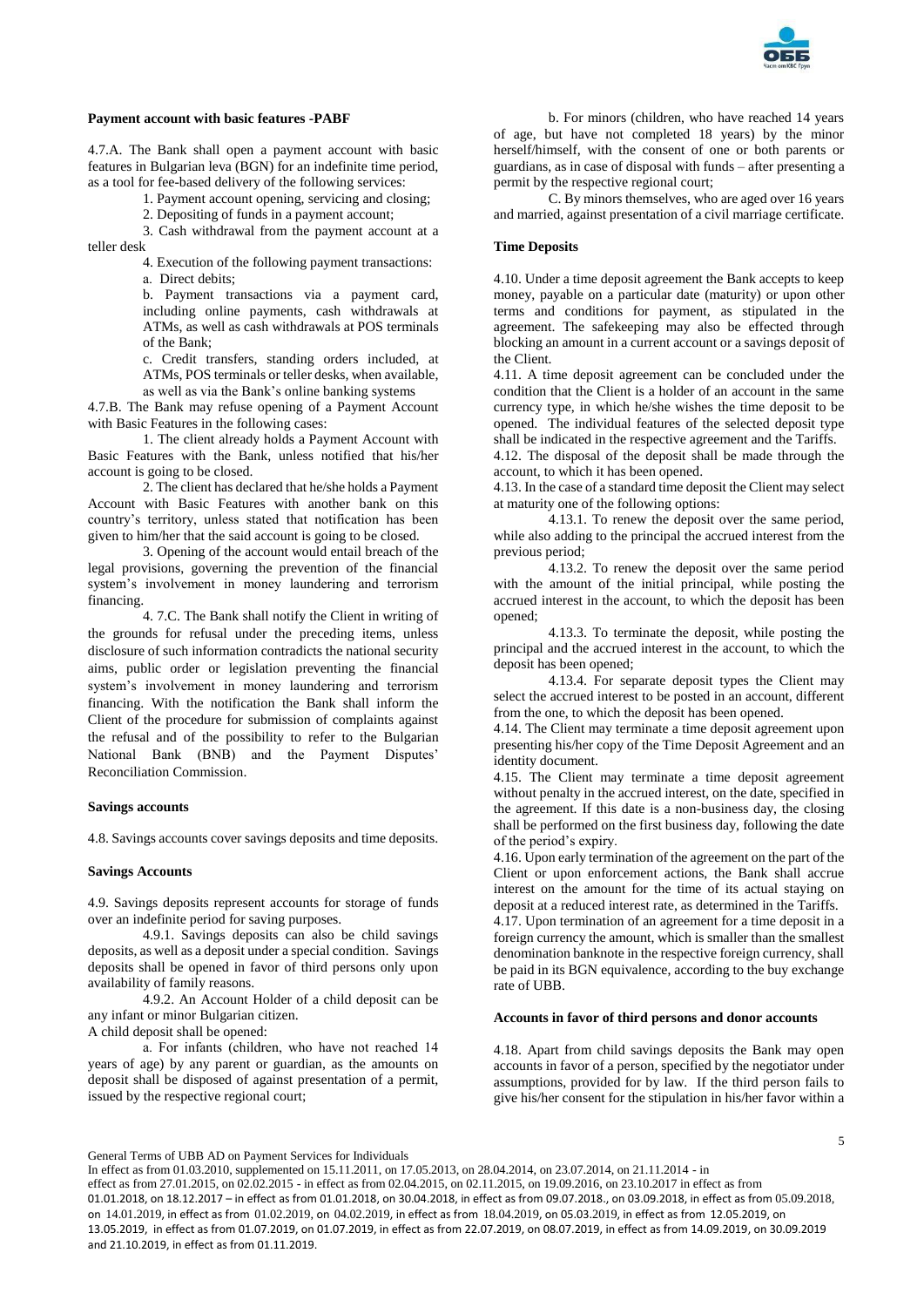**Payment account with basic features -PABF**

4.7.A. The Bank shall open a payment account with basic features in Bulgarian leva (BGN) for an indefinite time period, as a tool for fee-based delivery of the following services:

1. Payment account opening, servicing and closing;
2. Depositing of funds in a payment account;
3. Cash withdrawal from the payment account at a teller desk
4. Execution of the following payment transactions:

a. Direct debits;

b. Payment transactions via a payment card, including online payments, cash withdrawals at ATMs, as well as cash withdrawals at POS terminals of the Bank;

c. Credit transfers, standing orders included, at ATMs, POS terminals or teller desks, when available, as well as via the Bank's online banking systems

4.7.B. The Bank may refuse opening of a Payment Account with Basic Features in the following cases:

1. The client already holds a Payment Account with Basic Features with the Bank, unless notified that his/her account is going to be closed.

2. The client has declared that he/she holds a Payment Account with Basic Features with another bank on this country's territory, unless stated that notification has been given to him/her that the said account is going to be closed.

3. Opening of the account would entail breach of the legal provisions, governing the prevention of the financial system's involvement in money laundering and terrorism financing.

4. 7.C. The Bank shall notify the Client in writing of the grounds for refusal under the preceding items, unless disclosure of such information contradicts the national security aims, public order or legislation preventing the financial system's involvement in money laundering and terrorism financing. With the notification the Bank shall inform the Client of the procedure for submission of complaints against the refusal and of the possibility to refer to the Bulgarian National Bank (BNB) and the Payment Disputes' Reconciliation Commission.

**Savings accounts**

4.8. Savings accounts cover savings deposits and time deposits.

**Savings Accounts**

4.9. Savings deposits represent accounts for storage of funds over an indefinite period for saving purposes.

4.9.1. Savings deposits can also be child savings deposits, as well as a deposit under a special condition. Savings deposits shall be opened in favor of third persons only upon availability of family reasons.

4.9.2. An Account Holder of a child deposit can be any infant or minor Bulgarian citizen.

A child deposit shall be opened:

a. For infants (children, who have not reached 14 years of age) by any parent or guardian, as the amounts on deposit shall be disposed of against presentation of a permit, issued by the respective regional court;

b. For minors (children, who have reached 14 years of age, but have not completed 18 years) by the minor herself/himself, with the consent of one or both parents or guardians, as in case of disposal with funds – after presenting a permit by the respective regional court;

C. By minors themselves, who are aged over 16 years and married, against presentation of a civil marriage certificate.

**Time Deposits**

4.10. Under a time deposit agreement the Bank accepts to keep money, payable on a particular date (maturity) or upon other terms and conditions for payment, as stipulated in the agreement. The safekeeping may also be effected through blocking an amount in a current account or a savings deposit of the Client.

4.11. A time deposit agreement can be concluded under the condition that the Client is a holder of an account in the same currency type, in which he/she wishes the time deposit to be opened. The individual features of the selected deposit type shall be indicated in the respective agreement and the Tariffs.

4.12. The disposal of the deposit shall be made through the account, to which it has been opened.

4.13. In the case of a standard time deposit the Client may select at maturity one of the following options:

4.13.1. To renew the deposit over the same period, while also adding to the principal the accrued interest from the previous period;

4.13.2. To renew the deposit over the same period with the amount of the initial principal, while posting the accrued interest in the account, to which the deposit has been opened;

4.13.3. To terminate the deposit, while posting the principal and the accrued interest in the account, to which the deposit has been opened;

4.13.4. For separate deposit types the Client may select the accrued interest to be posted in an account, different from the one, to which the deposit has been opened.

4.14. The Client may terminate a time deposit agreement upon presenting his/her copy of the Time Deposit Agreement and an identity document.

4.15. The Client may terminate a time deposit agreement without penalty in the accrued interest, on the date, specified in the agreement. If this date is a non-business day, the closing shall be performed on the first business day, following the date of the period's expiry.

4.16. Upon early termination of the agreement on the part of the Client or upon enforcement actions, the Bank shall accrue interest on the amount for the time of its actual staying on deposit at a reduced interest rate, as determined in the Tariffs.

4.17. Upon termination of an agreement for a time deposit in a foreign currency the amount, which is smaller than the smallest denomination banknote in the respective foreign currency, shall be paid in its BGN equivalence, according to the buy exchange rate of UBB.

**Accounts in favor of third persons and donor accounts**

4.18. Apart from child savings deposits the Bank may open accounts in favor of a person, specified by the negotiator under assumptions, provided for by law. If the third person fails to give his/her consent for the stipulation in his/her favor within a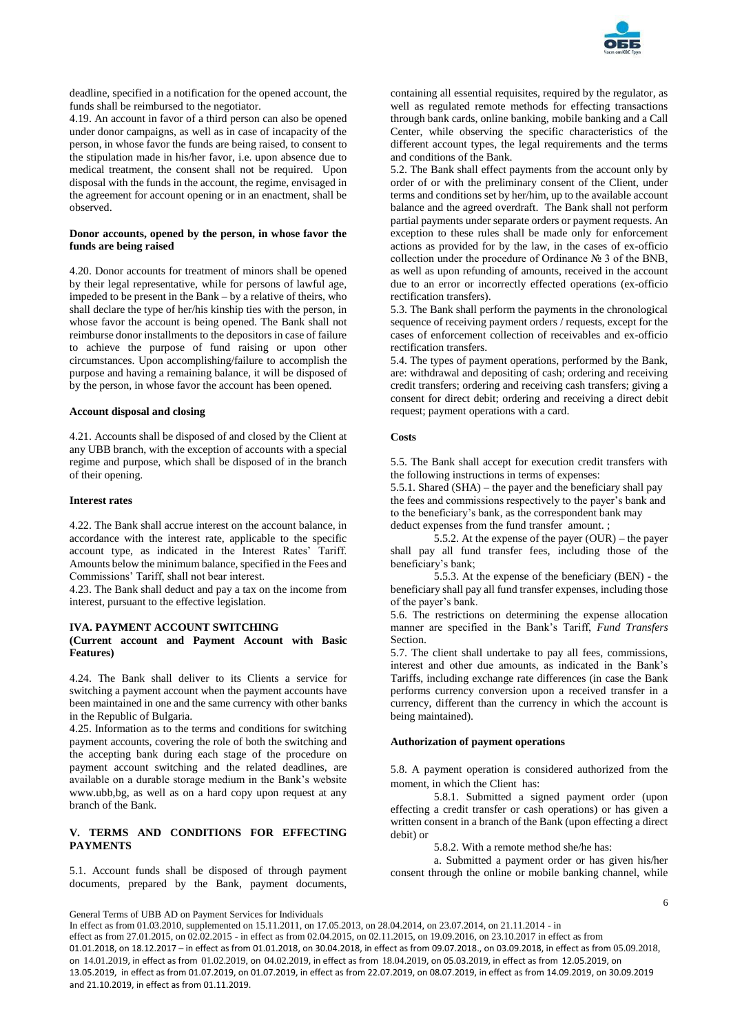deadline, specified in a notification for the opened account, the funds shall be reimbursed to the negotiator.

4.19. An account in favor of a third person can also be opened under donor campaigns, as well as in case of incapacity of the person, in whose favor the funds are being raised, to consent to the stipulation made in his/her favor, i.e. upon absence due to medical treatment, the consent shall not be required. Upon disposal with the funds in the account, the regime, envisaged in the agreement for account opening or in an enactment, shall be observed.

**Donor accounts, opened by the person, in whose favor the funds are being raised**

4.20. Donor accounts for treatment of minors shall be opened by their legal representative, while for persons of lawful age, impeded to be present in the Bank – by a relative of theirs, who shall declare the type of her/his kinship ties with the person, in whose favor the account is being opened. The Bank shall not reimburse donor installments to the depositors in case of failure to achieve the purpose of fund raising or upon other circumstances. Upon accomplishing/failure to accomplish the purpose and having a remaining balance, it will be disposed of by the person, in whose favor the account has been opened.

**Account disposal and closing**

4.21. Accounts shall be disposed of and closed by the Client at any UBB branch, with the exception of accounts with a special regime and purpose, which shall be disposed of in the branch of their opening.

**Interest rates**

4.22. The Bank shall accrue interest on the account balance, in accordance with the interest rate, applicable to the specific account type, as indicated in the Interest Rates' Tariff. Amounts below the minimum balance, specified in the Fees and Commissions' Tariff, shall not bear interest.

4.23. The Bank shall deduct and pay a tax on the income from interest, pursuant to the effective legislation.

## IVA. PAYMENT ACCOUNT SWITCHING

**(Current account and Payment Account with Basic Features)**

4.24. The Bank shall deliver to its Clients a service for switching a payment account when the payment accounts have been maintained in one and the same currency with other banks in the Republic of Bulgaria.

4.25. Information as to the terms and conditions for switching payment accounts, covering the role of both the switching and the accepting bank during each stage of the procedure on payment account switching and the related deadlines, are available on a durable storage medium in the Bank's website www.ubb,bg, as well as on a hard copy upon request at any branch of the Bank.

## V. TERMS AND CONDITIONS FOR EFFECTING PAYMENTS

5.1. Account funds shall be disposed of through payment documents, prepared by the Bank, payment documents, containing all essential requisites, required by the regulator, as well as regulated remote methods for effecting transactions through bank cards, online banking, mobile banking and a Call Center, while observing the specific characteristics of the different account types, the legal requirements and the terms and conditions of the Bank.

5.2. The Bank shall effect payments from the account only by order of or with the preliminary consent of the Client, under terms and conditions set by her/him, up to the available account balance and the agreed overdraft. The Bank shall not perform partial payments under separate orders or payment requests. An exception to these rules shall be made only for enforcement actions as provided for by the law, in the cases of ex-officio collection under the procedure of Ordinance № 3 of the BNB, as well as upon refunding of amounts, received in the account due to an error or incorrectly effected operations (ex-officio rectification transfers).

5.3. The Bank shall perform the payments in the chronological sequence of receiving payment orders / requests, except for the cases of enforcement collection of receivables and ex-officio rectification transfers.

5.4. The types of payment operations, performed by the Bank, are: withdrawal and depositing of cash; ordering and receiving credit transfers; ordering and receiving cash transfers; giving a consent for direct debit; ordering and receiving a direct debit request; payment operations with a card.

**Costs**

5.5. The Bank shall accept for execution credit transfers with the following instructions in terms of expenses:

5.5.1. Shared (SHA) – the payer and the beneficiary shall pay the fees and commissions respectively to the payer's bank and to the beneficiary's bank, as the correspondent bank may deduct expenses from the fund transfer amount. ;

5.5.2. At the expense of the payer (OUR) – the payer shall pay all fund transfer fees, including those of the beneficiary's bank;

5.5.3. At the expense of the beneficiary (BEN) - the beneficiary shall pay all fund transfer expenses, including those of the payer's bank.

5.6. The restrictions on determining the expense allocation manner are specified in the Bank's Tariff, *Fund Transfers* Section.

5.7. The client shall undertake to pay all fees, commissions, interest and other due amounts, as indicated in the Bank's Tariffs, including exchange rate differences (in case the Bank performs currency conversion upon a received transfer in a currency, different than the currency in which the account is being maintained).

**Authorization of payment operations**

5.8. A payment operation is considered authorized from the moment, in which the Client has:

5.8.1. Submitted a signed payment order (upon effecting a credit transfer or cash operations) or has given a written consent in a branch of the Bank (upon effecting a direct debit) or

5.8.2. With a remote method she/he has:

a. Submitted a payment order or has given his/her consent through the online or mobile banking channel, while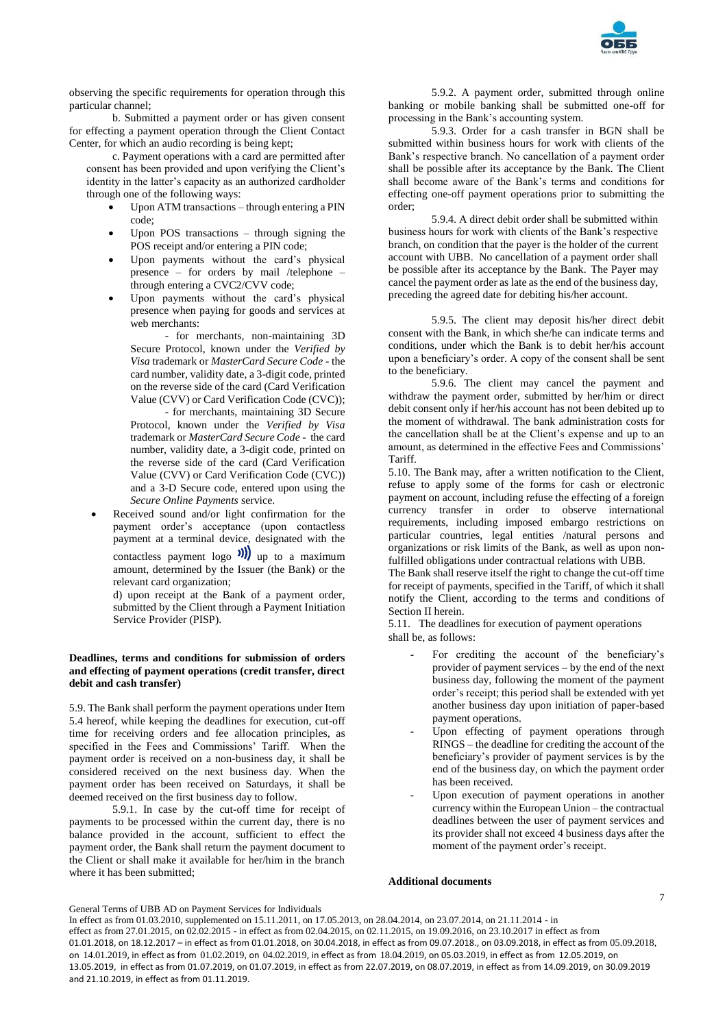observing the specific requirements for operation through this particular channel;

b. Submitted a payment order or has given consent for effecting a payment operation through the Client Contact Center, for which an audio recording is being kept;

c. Payment operations with a card are permitted after consent has been provided and upon verifying the Client's identity in the latter's capacity as an authorized cardholder through one of the following ways:

- Upon ATM transactions – through entering a PIN code;
- Upon POS transactions – through signing the POS receipt and/or entering a PIN code;
- Upon payments without the card's physical presence – for orders by mail /telephone – through entering a CVC2/CVV code;
- Upon payments without the card's physical presence when paying for goods and services at web merchants:
  - for merchants, non-maintaining 3D Secure Protocol, known under the *Verified by Visa* trademark or *MasterCard Secure Code* - the card number, validity date, a 3-digit code, printed on the reverse side of the card (Card Verification Value (CVV) or Card Verification Code (CVC));
  - for merchants, maintaining 3D Secure Protocol, known under the *Verified by Visa* trademark or *MasterCard Secure Code* - the card number, validity date, a 3-digit code, printed on the reverse side of the card (Card Verification Value (CVV) or Card Verification Code (CVC)) and a 3-D Secure code, entered upon using the *Secure Online Payments* service.
- Received sound and/or light confirmation for the payment order's acceptance (upon contactless payment at a terminal device, designated with the contactless payment logo up to a maximum amount, determined by the Issuer (the Bank) or the relevant card organization;

d) upon receipt at the Bank of a payment order, submitted by the Client through a Payment Initiation Service Provider (PISP).

**Deadlines, terms and conditions for submission of orders and effecting of payment operations (credit transfer, direct debit and cash transfer)**

5.9. The Bank shall perform the payment operations under Item 5.4 hereof, while keeping the deadlines for execution, cut-off time for receiving orders and fee allocation principles, as specified in the Fees and Commissions' Tariff. When the payment order is received on a non-business day, it shall be considered received on the next business day. When the payment order has been received on Saturdays, it shall be deemed received on the first business day to follow.

5.9.1. In case by the cut-off time for receipt of payments to be processed within the current day, there is no balance provided in the account, sufficient to effect the payment order, the Bank shall return the payment document to the Client or shall make it available for her/him in the branch where it has been submitted;

5.9.2. A payment order, submitted through online banking or mobile banking shall be submitted one-off for processing in the Bank's accounting system.

5.9.3. Order for a cash transfer in BGN shall be submitted within business hours for work with clients of the Bank's respective branch. No cancellation of a payment order shall be possible after its acceptance by the Bank. The Client shall become aware of the Bank's terms and conditions for effecting one-off payment operations prior to submitting the order;

5.9.4. A direct debit order shall be submitted within business hours for work with clients of the Bank's respective branch, on condition that the payer is the holder of the current account with UBB. No cancellation of a payment order shall be possible after its acceptance by the Bank. The Payer may cancel the payment order as late as the end of the business day, preceding the agreed date for debiting his/her account.

5.9.5. The client may deposit his/her direct debit consent with the Bank, in which she/he can indicate terms and conditions, under which the Bank is to debit her/his account upon a beneficiary's order. A copy of the consent shall be sent to the beneficiary.

5.9.6. The client may cancel the payment and withdraw the payment order, submitted by her/him or direct debit consent only if her/his account has not been debited up to the moment of withdrawal. The bank administration costs for the cancellation shall be at the Client's expense and up to an amount, as determined in the effective Fees and Commissions' Tariff.

5.10. The Bank may, after a written notification to the Client, refuse to apply some of the forms for cash or electronic payment on account, including refuse the effecting of a foreign currency transfer in order to observe international requirements, including imposed embargo restrictions on particular countries, legal entities /natural persons and organizations or risk limits of the Bank, as well as upon non-fulfilled obligations under contractual relations with UBB.

The Bank shall reserve itself the right to change the cut-off time for receipt of payments, specified in the Tariff, of which it shall notify the Client, according to the terms and conditions of Section II herein.

5.11. The deadlines for execution of payment operations shall be, as follows:

- For crediting the account of the beneficiary's provider of payment services – by the end of the next business day, following the moment of the payment order's receipt; this period shall be extended with yet another business day upon initiation of paper-based payment operations.
- Upon effecting of payment operations through RINGS – the deadline for crediting the account of the beneficiary's provider of payment services is by the end of the business day, on which the payment order has been received.
- Upon execution of payment operations in another currency within the European Union – the contractual deadlines between the user of payment services and its provider shall not exceed 4 business days after the moment of the payment order's receipt.

**Additional documents**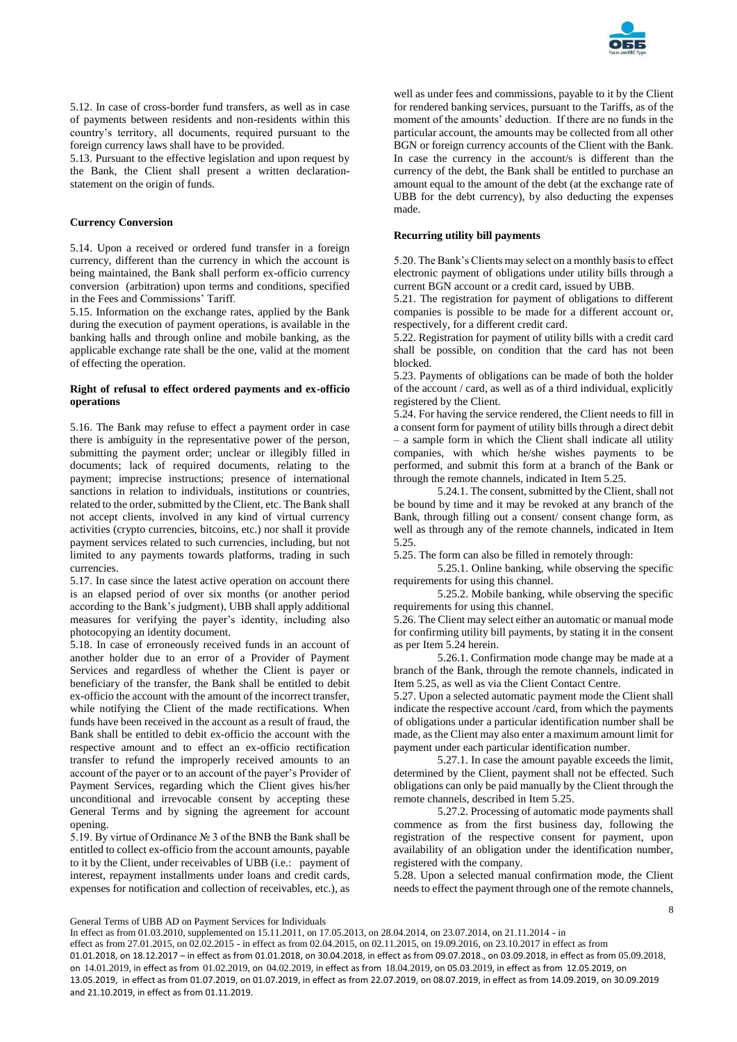5.12. In case of cross-border fund transfers, as well as in case of payments between residents and non-residents within this country's territory, all documents, required pursuant to the foreign currency laws shall have to be provided.

5.13. Pursuant to the effective legislation and upon request by the Bank, the Client shall present a written declaration-statement on the origin of funds.

**Currency Conversion**

5.14. Upon a received or ordered fund transfer in a foreign currency, different than the currency in which the account is being maintained, the Bank shall perform ex-officio currency conversion (arbitration) upon terms and conditions, specified in the Fees and Commissions' Tariff.

5.15. Information on the exchange rates, applied by the Bank during the execution of payment operations, is available in the banking halls and through online and mobile banking, as the applicable exchange rate shall be the one, valid at the moment of effecting the operation.

**Right of refusal to effect ordered payments and ex-officio operations**

5.16. The Bank may refuse to effect a payment order in case there is ambiguity in the representative power of the person, submitting the payment order; unclear or illegibly filled in documents; lack of required documents, relating to the payment; imprecise instructions; presence of international sanctions in relation to individuals, institutions or countries, related to the order, submitted by the Client, etc. The Bank shall not accept clients, involved in any kind of virtual currency activities (crypto currencies, bitcoins, etc.) nor shall it provide payment services related to such currencies, including, but not limited to any payments towards platforms, trading in such currencies.

5.17. In case since the latest active operation on account there is an elapsed period of over six months (or another period according to the Bank's judgment), UBB shall apply additional measures for verifying the payer's identity, including also photocopying an identity document.

5.18. In case of erroneously received funds in an account of another holder due to an error of a Provider of Payment Services and regardless of whether the Client is payer or beneficiary of the transfer, the Bank shall be entitled to debit ex-officio the account with the amount of the incorrect transfer, while notifying the Client of the made rectifications. When funds have been received in the account as a result of fraud, the Bank shall be entitled to debit ex-officio the account with the respective amount and to effect an ex-officio rectification transfer to refund the improperly received amounts to an account of the payer or to an account of the payer's Provider of Payment Services, regarding which the Client gives his/her unconditional and irrevocable consent by accepting these General Terms and by signing the agreement for account opening.

5.19. By virtue of Ordinance № 3 of the BNB the Bank shall be entitled to collect ex-officio from the account amounts, payable to it by the Client, under receivables of UBB (i.e.: payment of interest, repayment installments under loans and credit cards, expenses for notification and collection of receivables, etc.), as well as under fees and commissions, payable to it by the Client for rendered banking services, pursuant to the Tariffs, as of the moment of the amounts' deduction. If there are no funds in the particular account, the amounts may be collected from all other BGN or foreign currency accounts of the Client with the Bank. In case the currency in the account/s is different than the currency of the debt, the Bank shall be entitled to purchase an amount equal to the amount of the debt (at the exchange rate of UBB for the debt currency), by also deducting the expenses made.

**Recurring utility bill payments**

5.20. The Bank's Clients may select on a monthly basis to effect electronic payment of obligations under utility bills through a current BGN account or a credit card, issued by UBB.

5.21. The registration for payment of obligations to different companies is possible to be made for a different account or, respectively, for a different credit card.

5.22. Registration for payment of utility bills with a credit card shall be possible, on condition that the card has not been blocked.

5.23. Payments of obligations can be made of both the holder of the account / card, as well as of a third individual, explicitly registered by the Client.

5.24. For having the service rendered, the Client needs to fill in a consent form for payment of utility bills through a direct debit – a sample form in which the Client shall indicate all utility companies, with which he/she wishes payments to be performed, and submit this form at a branch of the Bank or through the remote channels, indicated in Item 5.25.

5.24.1. The consent, submitted by the Client, shall not be bound by time and it may be revoked at any branch of the Bank, through filling out a consent/ consent change form, as well as through any of the remote channels, indicated in Item 5.25.

5.25. The form can also be filled in remotely through:

5.25.1. Online banking, while observing the specific requirements for using this channel.

5.25.2. Mobile banking, while observing the specific requirements for using this channel.

5.26. The Client may select either an automatic or manual mode for confirming utility bill payments, by stating it in the consent as per Item 5.24 herein.

5.26.1. Confirmation mode change may be made at a branch of the Bank, through the remote channels, indicated in Item 5.25, as well as via the Client Contact Centre.

5.27. Upon a selected automatic payment mode the Client shall indicate the respective account /card, from which the payments of obligations under a particular identification number shall be made, as the Client may also enter a maximum amount limit for payment under each particular identification number.

5.27.1. In case the amount payable exceeds the limit, determined by the Client, payment shall not be effected. Such obligations can only be paid manually by the Client through the remote channels, described in Item 5.25.

5.27.2. Processing of automatic mode payments shall commence as from the first business day, following the registration of the respective consent for payment, upon availability of an obligation under the identification number, registered with the company.

5.28. Upon a selected manual confirmation mode, the Client needs to effect the payment through one of the remote channels,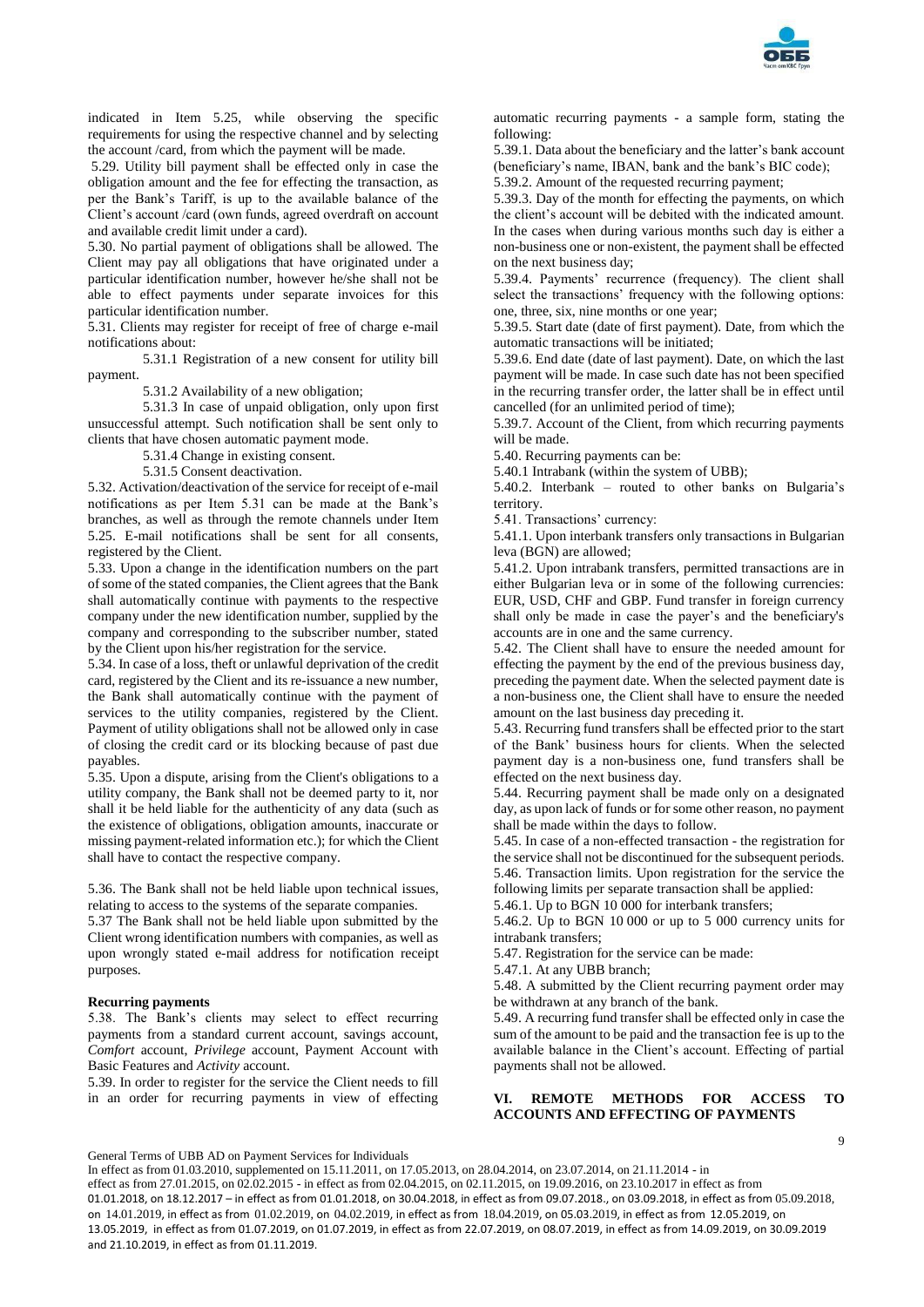indicated in Item 5.25, while observing the specific requirements for using the respective channel and by selecting the account /card, from which the payment will be made.

5.29. Utility bill payment shall be effected only in case the obligation amount and the fee for effecting the transaction, as per the Bank's Tariff, is up to the available balance of the Client's account /card (own funds, agreed overdraft on account and available credit limit under a card).

5.30. No partial payment of obligations shall be allowed. The Client may pay all obligations that have originated under a particular identification number, however he/she shall not be able to effect payments under separate invoices for this particular identification number.

5.31. Clients may register for receipt of free of charge e-mail notifications about:

5.31.1 Registration of a new consent for utility bill payment.

5.31.2 Availability of a new obligation;

5.31.3 In case of unpaid obligation, only upon first unsuccessful attempt. Such notification shall be sent only to clients that have chosen automatic payment mode.

5.31.4 Change in existing consent.

5.31.5 Consent deactivation.

5.32. Activation/deactivation of the service for receipt of e-mail notifications as per Item 5.31 can be made at the Bank's branches, as well as through the remote channels under Item 5.25. E-mail notifications shall be sent for all consents, registered by the Client.

5.33. Upon a change in the identification numbers on the part of some of the stated companies, the Client agrees that the Bank shall automatically continue with payments to the respective company under the new identification number, supplied by the company and corresponding to the subscriber number, stated by the Client upon his/her registration for the service.

5.34. In case of a loss, theft or unlawful deprivation of the credit card, registered by the Client and its re-issuance a new number, the Bank shall automatically continue with the payment of services to the utility companies, registered by the Client. Payment of utility obligations shall not be allowed only in case of closing the credit card or its blocking because of past due payables.

5.35. Upon a dispute, arising from the Client's obligations to a utility company, the Bank shall not be deemed party to it, nor shall it be held liable for the authenticity of any data (such as the existence of obligations, obligation amounts, inaccurate or missing payment-related information etc.); for which the Client shall have to contact the respective company.

5.36. The Bank shall not be held liable upon technical issues, relating to access to the systems of the separate companies.

5.37 The Bank shall not be held liable upon submitted by the Client wrong identification numbers with companies, as well as upon wrongly stated e-mail address for notification receipt purposes.

**Recurring payments**

5.38. The Bank's clients may select to effect recurring payments from a standard current account, savings account, *Comfort* account, *Privilege* account, Payment Account with Basic Features and *Activity* account.

5.39. In order to register for the service the Client needs to fill in an order for recurring payments in view of effecting automatic recurring payments - a sample form, stating the following:

5.39.1. Data about the beneficiary and the latter's bank account (beneficiary's name, IBAN, bank and the bank's BIC code);

5.39.2. Amount of the requested recurring payment;

5.39.3. Day of the month for effecting the payments, on which the client's account will be debited with the indicated amount. In the cases when during various months such day is either a non-business one or non-existent, the payment shall be effected on the next business day;

5.39.4. Payments' recurrence (frequency). The client shall select the transactions' frequency with the following options: one, three, six, nine months or one year;

5.39.5. Start date (date of first payment). Date, from which the automatic transactions will be initiated;

5.39.6. End date (date of last payment). Date, on which the last payment will be made. In case such date has not been specified in the recurring transfer order, the latter shall be in effect until cancelled (for an unlimited period of time);

5.39.7. Account of the Client, from which recurring payments will be made.

5.40. Recurring payments can be:

5.40.1 Intrabank (within the system of UBB);

5.40.2. Interbank – routed to other banks on Bulgaria's territory.

5.41. Transactions' currency:

5.41.1. Upon interbank transfers only transactions in Bulgarian leva (BGN) are allowed;

5.41.2. Upon intrabank transfers, permitted transactions are in either Bulgarian leva or in some of the following currencies: EUR, USD, CHF and GBP. Fund transfer in foreign currency shall only be made in case the payer's and the beneficiary's accounts are in one and the same currency.

5.42. The Client shall have to ensure the needed amount for effecting the payment by the end of the previous business day, preceding the payment date. When the selected payment date is a non-business one, the Client shall have to ensure the needed amount on the last business day preceding it.

5.43. Recurring fund transfers shall be effected prior to the start of the Bank' business hours for clients. When the selected payment day is a non-business one, fund transfers shall be effected on the next business day.

5.44. Recurring payment shall be made only on a designated day, as upon lack of funds or for some other reason, no payment shall be made within the days to follow.

5.45. In case of a non-effected transaction - the registration for the service shall not be discontinued for the subsequent periods.

5.46. Transaction limits. Upon registration for the service the following limits per separate transaction shall be applied:

5.46.1. Up to BGN 10 000 for interbank transfers;

5.46.2. Up to BGN 10 000 or up to 5 000 currency units for intrabank transfers;

5.47. Registration for the service can be made:

5.47.1. At any UBB branch;

5.48. A submitted by the Client recurring payment order may be withdrawn at any branch of the bank.

5.49. A recurring fund transfer shall be effected only in case the sum of the amount to be paid and the transaction fee is up to the available balance in the Client's account. Effecting of partial payments shall not be allowed.

## VI. REMOTE METHODS FOR ACCESS TO ACCOUNTS AND EFFECTING OF PAYMENTS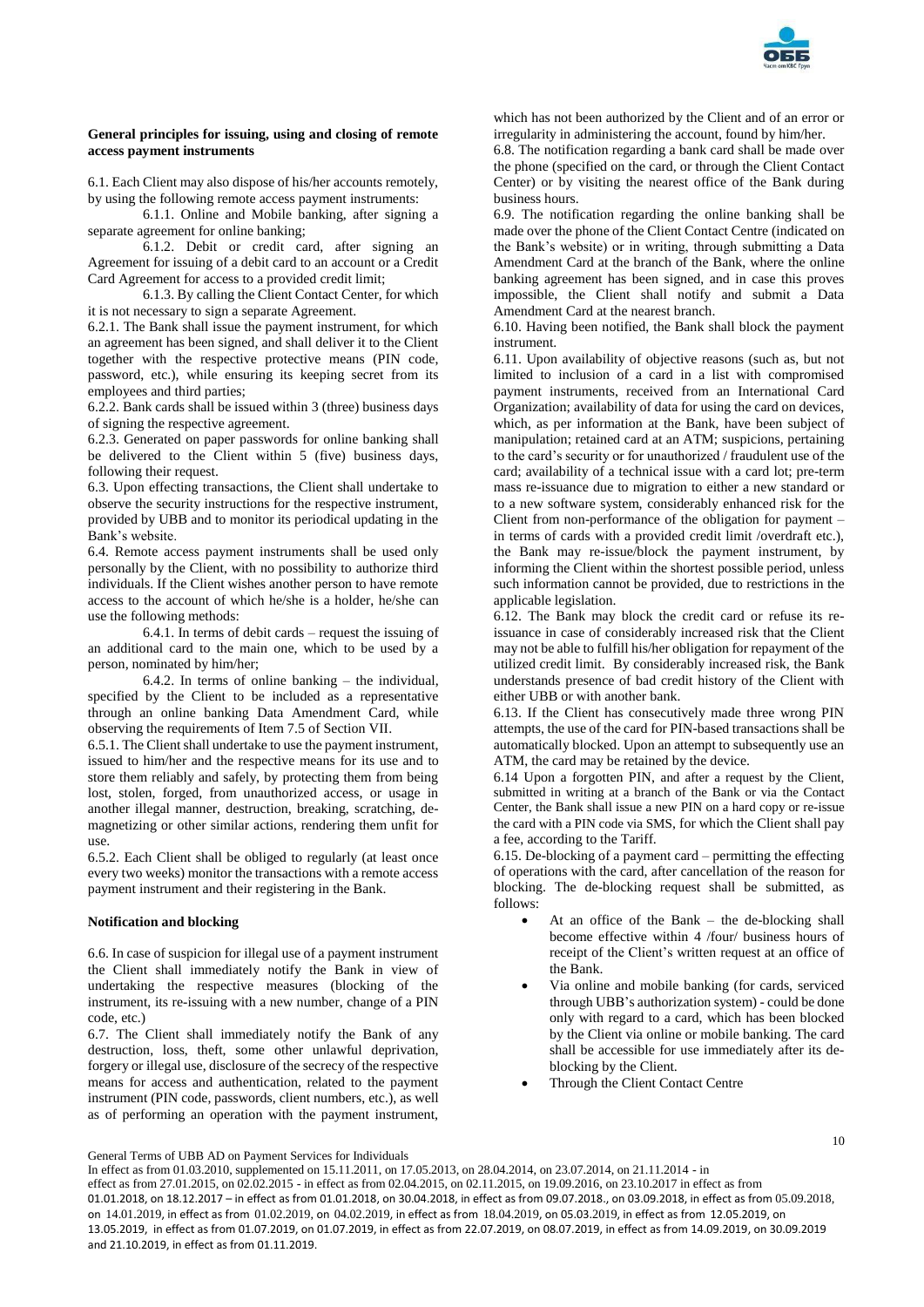**General principles for issuing, using and closing of remote access payment instruments**

6.1. Each Client may also dispose of his/her accounts remotely, by using the following remote access payment instruments:

6.1.1. Online and Mobile banking, after signing a separate agreement for online banking;

6.1.2. Debit or credit card, after signing an Agreement for issuing of a debit card to an account or a Credit Card Agreement for access to a provided credit limit;

6.1.3. By calling the Client Contact Center, for which it is not necessary to sign a separate Agreement.

6.2.1. The Bank shall issue the payment instrument, for which an agreement has been signed, and shall deliver it to the Client together with the respective protective means (PIN code, password, etc.), while ensuring its keeping secret from its employees and third parties;

6.2.2. Bank cards shall be issued within 3 (three) business days of signing the respective agreement.

6.2.3. Generated on paper passwords for online banking shall be delivered to the Client within 5 (five) business days, following their request.

6.3. Upon effecting transactions, the Client shall undertake to observe the security instructions for the respective instrument, provided by UBB and to monitor its periodical updating in the Bank's website.

6.4. Remote access payment instruments shall be used only personally by the Client, with no possibility to authorize third individuals. If the Client wishes another person to have remote access to the account of which he/she is a holder, he/she can use the following methods:

6.4.1. In terms of debit cards – request the issuing of an additional card to the main one, which to be used by a person, nominated by him/her;

6.4.2. In terms of online banking – the individual, specified by the Client to be included as a representative through an online banking Data Amendment Card, while observing the requirements of Item 7.5 of Section VII.

6.5.1. The Client shall undertake to use the payment instrument, issued to him/her and the respective means for its use and to store them reliably and safely, by protecting them from being lost, stolen, forged, from unauthorized access, or usage in another illegal manner, destruction, breaking, scratching, de-magnetizing or other similar actions, rendering them unfit for use.

6.5.2. Each Client shall be obliged to regularly (at least once every two weeks) monitor the transactions with a remote access payment instrument and their registering in the Bank.

**Notification and blocking**

6.6. In case of suspicion for illegal use of a payment instrument the Client shall immediately notify the Bank in view of undertaking the respective measures (blocking of the instrument, its re-issuing with a new number, change of a PIN code, etc.)

6.7. The Client shall immediately notify the Bank of any destruction, loss, theft, some other unlawful deprivation, forgery or illegal use, disclosure of the secrecy of the respective means for access and authentication, related to the payment instrument (PIN code, passwords, client numbers, etc.), as well as of performing an operation with the payment instrument, which has not been authorized by the Client and of an error or irregularity in administering the account, found by him/her.

6.8. The notification regarding a bank card shall be made over the phone (specified on the card, or through the Client Contact Center) or by visiting the nearest office of the Bank during business hours.

6.9. The notification regarding the online banking shall be made over the phone of the Client Contact Centre (indicated on the Bank's website) or in writing, through submitting a Data Amendment Card at the branch of the Bank, where the online banking agreement has been signed, and in case this proves impossible, the Client shall notify and submit a Data Amendment Card at the nearest branch.

6.10. Having been notified, the Bank shall block the payment instrument.

6.11. Upon availability of objective reasons (such as, but not limited to inclusion of a card in a list with compromised payment instruments, received from an International Card Organization; availability of data for using the card on devices, which, as per information at the Bank, have been subject of manipulation; retained card at an ATM; suspicions, pertaining to the card's security or for unauthorized / fraudulent use of the card; availability of a technical issue with a card lot; pre-term mass re-issuance due to migration to either a new standard or to a new software system, considerably enhanced risk for the Client from non-performance of the obligation for payment – in terms of cards with a provided credit limit /overdraft etc.), the Bank may re-issue/block the payment instrument, by informing the Client within the shortest possible period, unless such information cannot be provided, due to restrictions in the applicable legislation.

6.12. The Bank may block the credit card or refuse its re-issuance in case of considerably increased risk that the Client may not be able to fulfill his/her obligation for repayment of the utilized credit limit. By considerably increased risk, the Bank understands presence of bad credit history of the Client with either UBB or with another bank.

6.13. If the Client has consecutively made three wrong PIN attempts, the use of the card for PIN-based transactions shall be automatically blocked. Upon an attempt to subsequently use an ATM, the card may be retained by the device.

6.14 Upon a forgotten PIN, and after a request by the Client, submitted in writing at a branch of the Bank or via the Contact Center, the Bank shall issue a new PIN on a hard copy or re-issue the card with a PIN code via SMS, for which the Client shall pay a fee, according to the Tariff.

6.15. De-blocking of a payment card – permitting the effecting of operations with the card, after cancellation of the reason for blocking. The de-blocking request shall be submitted, as follows:

- At an office of the Bank – the de-blocking shall become effective within 4 /four/ business hours of receipt of the Client's written request at an office of the Bank.
- Via online and mobile banking (for cards, serviced through UBB's authorization system) - could be done only with regard to a card, which has been blocked by the Client via online or mobile banking. The card shall be accessible for use immediately after its de-blocking by the Client.
- Through the Client Contact Centre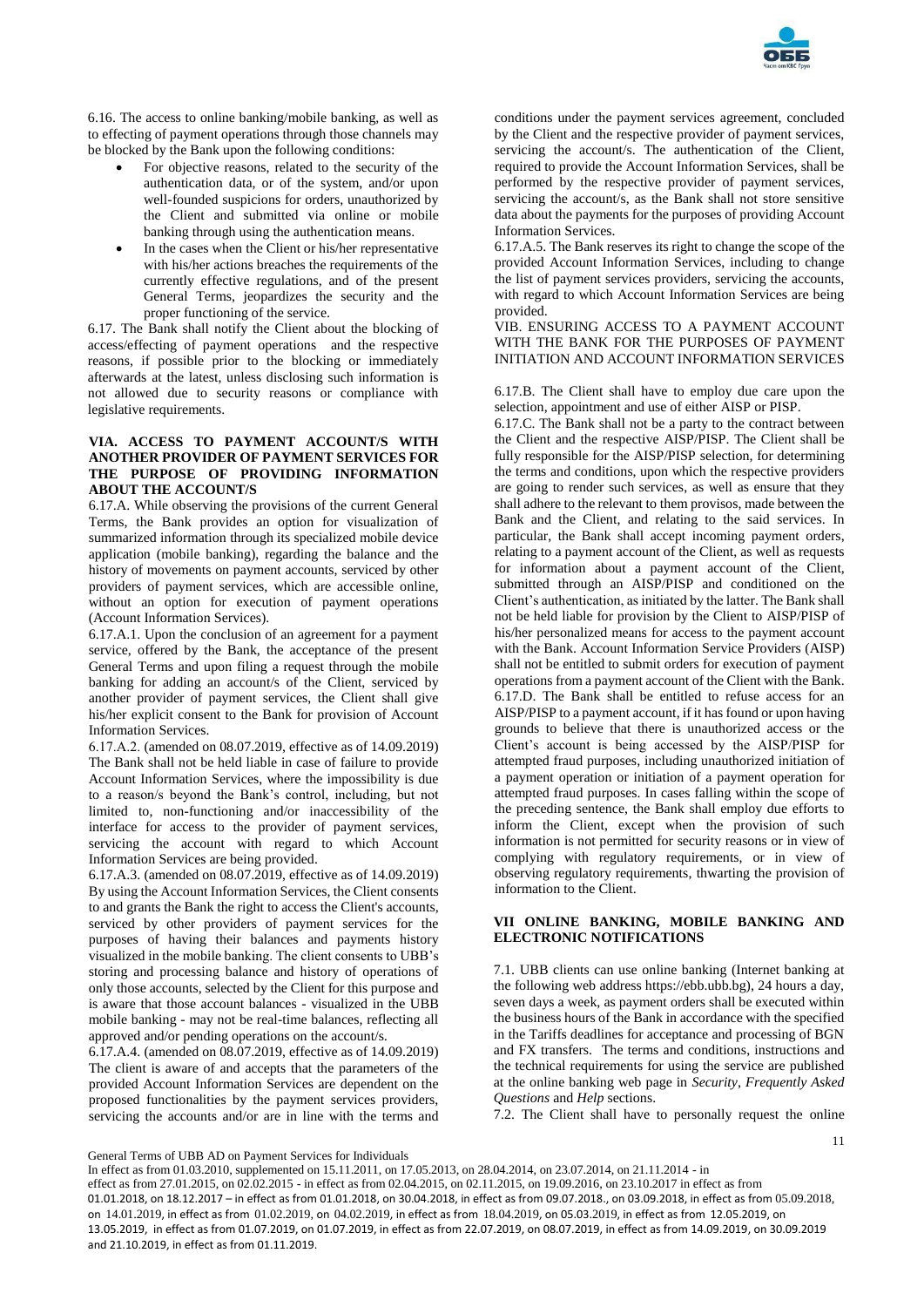6.16. The access to online banking/mobile banking, as well as to effecting of payment operations through those channels may be blocked by the Bank upon the following conditions:

- For objective reasons, related to the security of the authentication data, or of the system, and/or upon well-founded suspicions for orders, unauthorized by the Client and submitted via online or mobile banking through using the authentication means.
- In the cases when the Client or his/her representative with his/her actions breaches the requirements of the currently effective regulations, and of the present General Terms, jeopardizes the security and the proper functioning of the service.

6.17. The Bank shall notify the Client about the blocking of access/effecting of payment operations and the respective reasons, if possible prior to the blocking or immediately afterwards at the latest, unless disclosing such information is not allowed due to security reasons or compliance with legislative requirements.

## VIA. ACCESS TO PAYMENT ACCOUNT/S WITH ANOTHER PROVIDER OF PAYMENT SERVICES FOR THE PURPOSE OF PROVIDING INFORMATION ABOUT THE ACCOUNT/S

6.17.A. While observing the provisions of the current General Terms, the Bank provides an option for visualization of summarized information through its specialized mobile device application (mobile banking), regarding the balance and the history of movements on payment accounts, serviced by other providers of payment services, which are accessible online, without an option for execution of payment operations (Account Information Services).

6.17.A.1. Upon the conclusion of an agreement for a payment service, offered by the Bank, the acceptance of the present General Terms and upon filing a request through the mobile banking for adding an account/s of the Client, serviced by another provider of payment services, the Client shall give his/her explicit consent to the Bank for provision of Account Information Services.

6.17.A.2. (amended on 08.07.2019, effective as of 14.09.2019) The Bank shall not be held liable in case of failure to provide Account Information Services, where the impossibility is due to a reason/s beyond the Bank's control, including, but not limited to, non-functioning and/or inaccessibility of the interface for access to the provider of payment services, servicing the account with regard to which Account Information Services are being provided.

6.17.A.3. (amended on 08.07.2019, effective as of 14.09.2019) By using the Account Information Services, the Client consents to and grants the Bank the right to access the Client's accounts, serviced by other providers of payment services for the purposes of having their balances and payments history visualized in the mobile banking. The client consents to UBB's storing and processing balance and history of operations of only those accounts, selected by the Client for this purpose and is aware that those account balances - visualized in the UBB mobile banking - may not be real-time balances, reflecting all approved and/or pending operations on the account/s.

6.17.A.4. (amended on 08.07.2019, effective as of 14.09.2019) The client is aware of and accepts that the parameters of the provided Account Information Services are dependent on the proposed functionalities by the payment services providers, servicing the accounts and/or are in line with the terms and conditions under the payment services agreement, concluded by the Client and the respective provider of payment services, servicing the account/s. The authentication of the Client, required to provide the Account Information Services, shall be performed by the respective provider of payment services, servicing the account/s, as the Bank shall not store sensitive data about the payments for the purposes of providing Account Information Services.

6.17.A.5. The Bank reserves its right to change the scope of the provided Account Information Services, including to change the list of payment services providers, servicing the accounts, with regard to which Account Information Services are being provided.

## VIB. ENSURING ACCESS TO A PAYMENT ACCOUNT WITH THE BANK FOR THE PURPOSES OF PAYMENT INITIATION AND ACCOUNT INFORMATION SERVICES

6.17.B. The Client shall have to employ due care upon the selection, appointment and use of either AISP or PISP.

6.17.C. The Bank shall not be a party to the contract between the Client and the respective AISP/PISP. The Client shall be fully responsible for the AISP/PISP selection, for determining the terms and conditions, upon which the respective providers are going to render such services, as well as ensure that they shall adhere to the relevant to them provisos, made between the Bank and the Client, and relating to the said services. In particular, the Bank shall accept incoming payment orders, relating to a payment account of the Client, as well as requests for information about a payment account of the Client, submitted through an AISP/PISP and conditioned on the Client's authentication, as initiated by the latter. The Bank shall not be held liable for provision by the Client to AISP/PISP of his/her personalized means for access to the payment account with the Bank. Account Information Service Providers (AISP) shall not be entitled to submit orders for execution of payment operations from a payment account of the Client with the Bank.

6.17.D. The Bank shall be entitled to refuse access for an AISP/PISP to a payment account, if it has found or upon having grounds to believe that there is unauthorized access or the Client's account is being accessed by the AISP/PISP for attempted fraud purposes, including unauthorized initiation of a payment operation or initiation of a payment operation for attempted fraud purposes. In cases falling within the scope of the preceding sentence, the Bank shall employ due efforts to inform the Client, except when the provision of such information is not permitted for security reasons or in view of complying with regulatory requirements, or in view of observing regulatory requirements, thwarting the provision of information to the Client.

## VII ONLINE BANKING, MOBILE BANKING AND ELECTRONIC NOTIFICATIONS

7.1. UBB clients can use online banking (Internet banking at the following web address https://ebb.ubb.bg), 24 hours a day, seven days a week, as payment orders shall be executed within the business hours of the Bank in accordance with the specified in the Tariffs deadlines for acceptance and processing of BGN and FX transfers. The terms and conditions, instructions and the technical requirements for using the service are published at the online banking web page in *Security*, *Frequently Asked Questions* and *Help* sections.

7.2. The Client shall have to personally request the online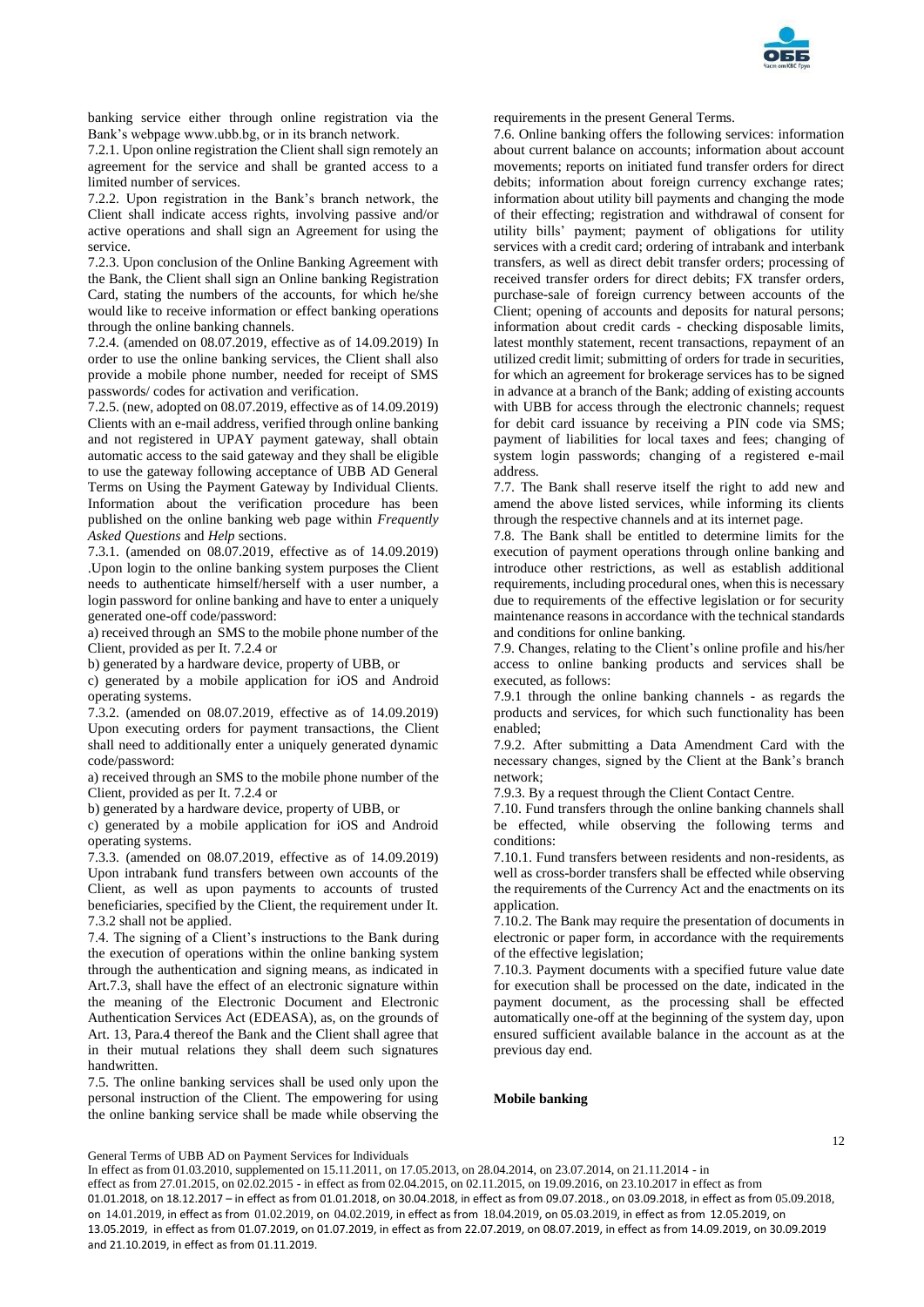banking service either through online registration via the Bank's webpage www.ubb.bg, or in its branch network.

7.2.1. Upon online registration the Client shall sign remotely an agreement for the service and shall be granted access to a limited number of services.

7.2.2. Upon registration in the Bank's branch network, the Client shall indicate access rights, involving passive and/or active operations and shall sign an Agreement for using the service.

7.2.3. Upon conclusion of the Online Banking Agreement with the Bank, the Client shall sign an Online banking Registration Card, stating the numbers of the accounts, for which he/she would like to receive information or effect banking operations through the online banking channels.

7.2.4. (amended on 08.07.2019, effective as of 14.09.2019) In order to use the online banking services, the Client shall also provide a mobile phone number, needed for receipt of SMS passwords/ codes for activation and verification.

7.2.5. (new, adopted on 08.07.2019, effective as of 14.09.2019) Clients with an e-mail address, verified through online banking and not registered in UPAY payment gateway, shall obtain automatic access to the said gateway and they shall be eligible to use the gateway following acceptance of UBB AD General Terms on Using the Payment Gateway by Individual Clients. Information about the verification procedure has been published on the online banking web page within *Frequently Asked Questions* and *Help* sections.

7.3.1. (amended on 08.07.2019, effective as of 14.09.2019) .Upon login to the online banking system purposes the Client needs to authenticate himself/herself with a user number, a login password for online banking and have to enter a uniquely generated one-off code/password:

a) received through an SMS to the mobile phone number of the Client, provided as per It. 7.2.4 or

b) generated by a hardware device, property of UBB, or

c) generated by a mobile application for iOS and Android operating systems.

7.3.2. (amended on 08.07.2019, effective as of 14.09.2019) Upon executing orders for payment transactions, the Client shall need to additionally enter a uniquely generated dynamic code/password:

a) received through an SMS to the mobile phone number of the Client, provided as per It. 7.2.4 or

b) generated by a hardware device, property of UBB, or

c) generated by a mobile application for iOS and Android operating systems.

7.3.3. (amended on 08.07.2019, effective as of 14.09.2019) Upon intrabank fund transfers between own accounts of the Client, as well as upon payments to accounts of trusted beneficiaries, specified by the Client, the requirement under It. 7.3.2 shall not be applied.

7.4. The signing of a Client's instructions to the Bank during the execution of operations within the online banking system through the authentication and signing means, as indicated in Art.7.3, shall have the effect of an electronic signature within the meaning of the Electronic Document and Electronic Authentication Services Act (EDEASA), as, on the grounds of Art. 13, Para.4 thereof the Bank and the Client shall agree that in their mutual relations they shall deem such signatures handwritten.

7.5. The online banking services shall be used only upon the personal instruction of the Client. The empowering for using the online banking service shall be made while observing the requirements in the present General Terms.

7.6. Online banking offers the following services: information about current balance on accounts; information about account movements; reports on initiated fund transfer orders for direct debits; information about foreign currency exchange rates; information about utility bill payments and changing the mode of their effecting; registration and withdrawal of consent for utility bills' payment; payment of obligations for utility services with a credit card; ordering of intrabank and interbank transfers, as well as direct debit transfer orders; processing of received transfer orders for direct debits; FX transfer orders, purchase-sale of foreign currency between accounts of the Client; opening of accounts and deposits for natural persons; information about credit cards - checking disposable limits, latest monthly statement, recent transactions, repayment of an utilized credit limit; submitting of orders for trade in securities, for which an agreement for brokerage services has to be signed in advance at a branch of the Bank; adding of existing accounts with UBB for access through the electronic channels; request for debit card issuance by receiving a PIN code via SMS; payment of liabilities for local taxes and fees; changing of system login passwords; changing of a registered e-mail address.

7.7. The Bank shall reserve itself the right to add new and amend the above listed services, while informing its clients through the respective channels and at its internet page.

7.8. The Bank shall be entitled to determine limits for the execution of payment operations through online banking and introduce other restrictions, as well as establish additional requirements, including procedural ones, when this is necessary due to requirements of the effective legislation or for security maintenance reasons in accordance with the technical standards and conditions for online banking.

7.9. Changes, relating to the Client's online profile and his/her access to online banking products and services shall be executed, as follows:

7.9.1 through the online banking channels - as regards the products and services, for which such functionality has been enabled;

7.9.2. After submitting a Data Amendment Card with the necessary changes, signed by the Client at the Bank's branch network;

7.9.3. By a request through the Client Contact Centre.

7.10. Fund transfers through the online banking channels shall be effected, while observing the following terms and conditions:

7.10.1. Fund transfers between residents and non-residents, as well as cross-border transfers shall be effected while observing the requirements of the Currency Act and the enactments on its application.

7.10.2. The Bank may require the presentation of documents in electronic or paper form, in accordance with the requirements of the effective legislation;

7.10.3. Payment documents with a specified future value date for execution shall be processed on the date, indicated in the payment document, as the processing shall be effected automatically one-off at the beginning of the system day, upon ensured sufficient available balance in the account as at the previous day end.

**Mobile banking**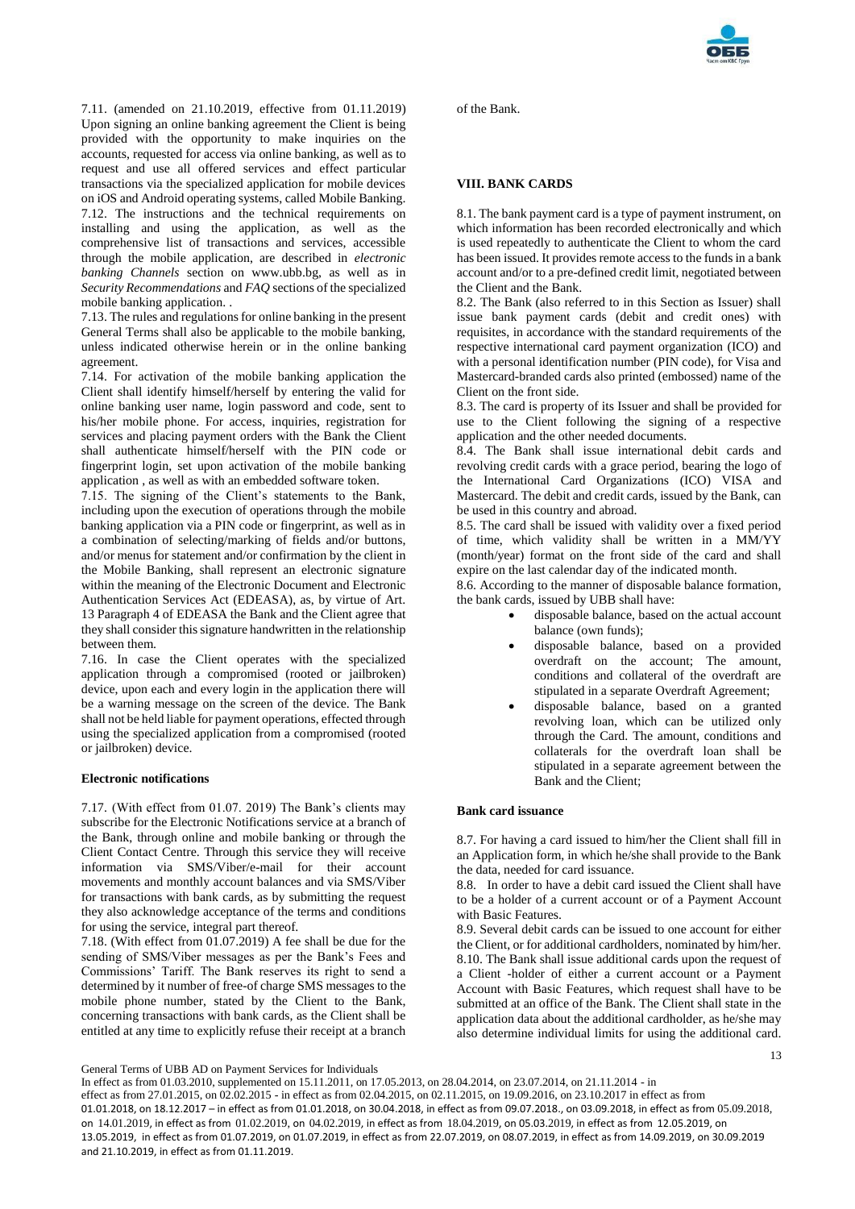7.11. (amended on 21.10.2019, effective from 01.11.2019) Upon signing an online banking agreement the Client is being provided with the opportunity to make inquiries on the accounts, requested for access via online banking, as well as to request and use all offered services and effect particular transactions via the specialized application for mobile devices on iOS and Android operating systems, called Mobile Banking.

7.12. The instructions and the technical requirements on installing and using the application, as well as the comprehensive list of transactions and services, accessible through the mobile application, are described in *electronic banking Channels* section on www.ubb.bg, as well as in *Security Recommendations* and *FAQ* sections of the specialized mobile banking application. .

7.13. The rules and regulations for online banking in the present General Terms shall also be applicable to the mobile banking, unless indicated otherwise herein or in the online banking agreement.

7.14. For activation of the mobile banking application the Client shall identify himself/herself by entering the valid for online banking user name, login password and code, sent to his/her mobile phone. For access, inquiries, registration for services and placing payment orders with the Bank the Client shall authenticate himself/herself with the PIN code or fingerprint login, set upon activation of the mobile banking application , as well as with an embedded software token.

7.15. The signing of the Client's statements to the Bank, including upon the execution of operations through the mobile banking application via a PIN code or fingerprint, as well as in a combination of selecting/marking of fields and/or buttons, and/or menus for statement and/or confirmation by the client in the Mobile Banking, shall represent an electronic signature within the meaning of the Electronic Document and Electronic Authentication Services Act (EDEASA), as, by virtue of Art. 13 Paragraph 4 of EDEASA the Bank and the Client agree that they shall consider this signature handwritten in the relationship between them.

7.16. In case the Client operates with the specialized application through a compromised (rooted or jailbroken) device, upon each and every login in the application there will be a warning message on the screen of the device. The Bank shall not be held liable for payment operations, effected through using the specialized application from a compromised (rooted or jailbroken) device.

**Electronic notifications**

7.17. (With effect from 01.07. 2019) The Bank's clients may subscribe for the Electronic Notifications service at a branch of the Bank, through online and mobile banking or through the Client Contact Centre. Through this service they will receive information via SMS/Viber/e-mail for their account movements and monthly account balances and via SMS/Viber for transactions with bank cards, as by submitting the request they also acknowledge acceptance of the terms and conditions for using the service, integral part thereof.

7.18. (With effect from 01.07.2019) A fee shall be due for the sending of SMS/Viber messages as per the Bank's Fees and Commissions' Tariff. The Bank reserves its right to send a determined by it number of free-of charge SMS messages to the mobile phone number, stated by the Client to the Bank, concerning transactions with bank cards, as the Client shall be entitled at any time to explicitly refuse their receipt at a branch of the Bank.

**VIII. BANK CARDS**

8.1. The bank payment card is a type of payment instrument, on which information has been recorded electronically and which is used repeatedly to authenticate the Client to whom the card has been issued. It provides remote access to the funds in a bank account and/or to a pre-defined credit limit, negotiated between the Client and the Bank.

8.2. The Bank (also referred to in this Section as Issuer) shall issue bank payment cards (debit and credit ones) with requisites, in accordance with the standard requirements of the respective international card payment organization (ICO) and with a personal identification number (PIN code), for Visa and Mastercard-branded cards also printed (embossed) name of the Client on the front side.

8.3. The card is property of its Issuer and shall be provided for use to the Client following the signing of a respective application and the other needed documents.

8.4. The Bank shall issue international debit cards and revolving credit cards with a grace period, bearing the logo of the International Card Organizations (ICO) VISA and Mastercard. The debit and credit cards, issued by the Bank, can be used in this country and abroad.

8.5. The card shall be issued with validity over a fixed period of time, which validity shall be written in a MM/YY (month/year) format on the front side of the card and shall expire on the last calendar day of the indicated month.

8.6. According to the manner of disposable balance formation, the bank cards, issued by UBB shall have:

- disposable balance, based on the actual account balance (own funds);
- disposable balance, based on a provided overdraft on the account; The amount, conditions and collateral of the overdraft are stipulated in a separate Overdraft Agreement;
- disposable balance, based on a granted revolving loan, which can be utilized only through the Card. The amount, conditions and collaterals for the overdraft loan shall be stipulated in a separate agreement between the Bank and the Client;

**Bank card issuance**

8.7. For having a card issued to him/her the Client shall fill in an Application form, in which he/she shall provide to the Bank the data, needed for card issuance.

8.8. In order to have a debit card issued the Client shall have to be a holder of a current account or of a Payment Account with Basic Features.

8.9. Several debit cards can be issued to one account for either the Client, or for additional cardholders, nominated by him/her.

8.10. The Bank shall issue additional cards upon the request of a Client -holder of either a current account or a Payment Account with Basic Features, which request shall have to be submitted at an office of the Bank. The Client shall state in the application data about the additional cardholder, as he/she may also determine individual limits for using the additional card.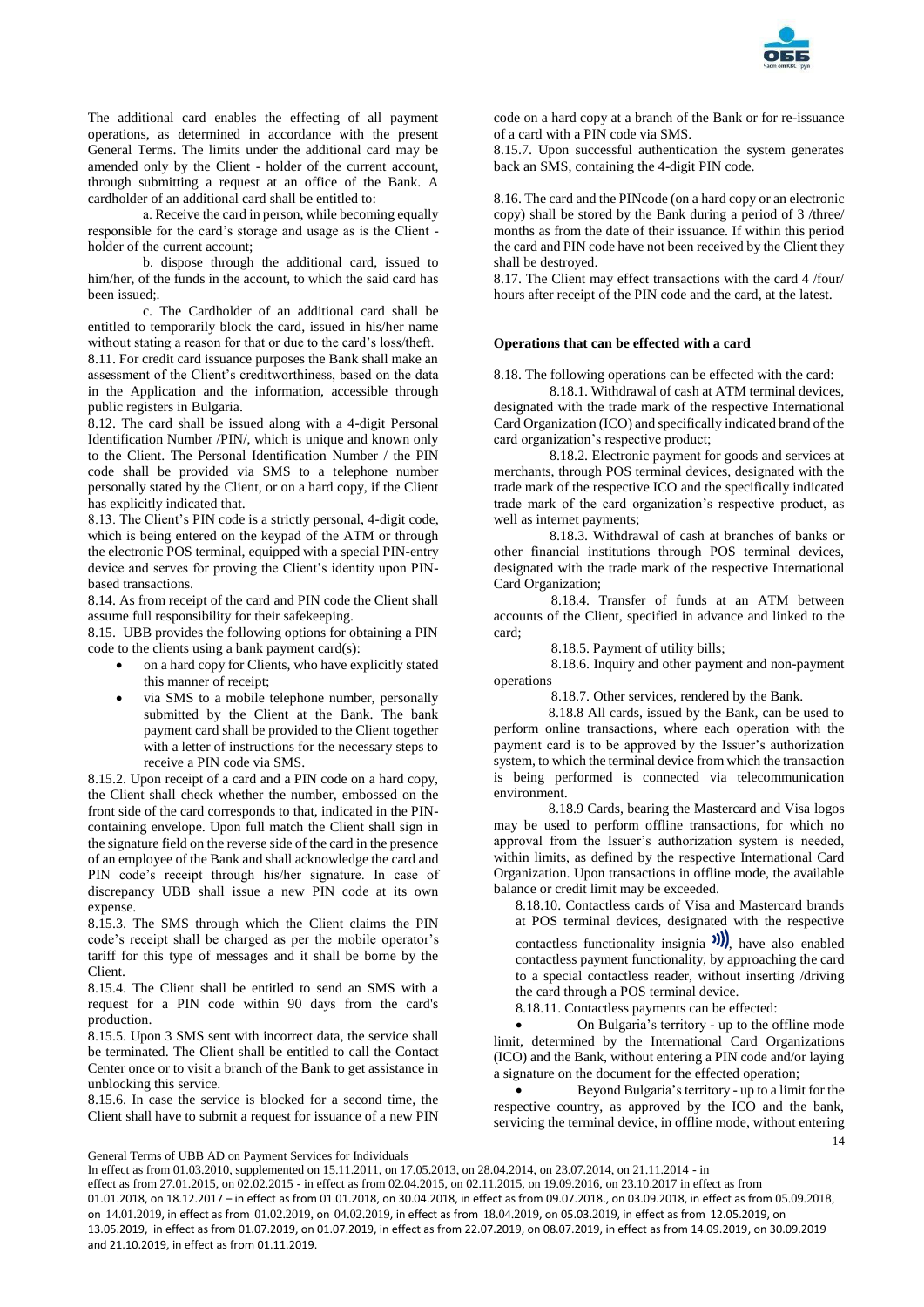The additional card enables the effecting of all payment operations, as determined in accordance with the present General Terms. The limits under the additional card may be amended only by the Client - holder of the current account, through submitting a request at an office of the Bank. A cardholder of an additional card shall be entitled to:

a. Receive the card in person, while becoming equally responsible for the card's storage and usage as is the Client - holder of the current account;

b. dispose through the additional card, issued to him/her, of the funds in the account, to which the said card has been issued;.

c. The Cardholder of an additional card shall be entitled to temporarily block the card, issued in his/her name without stating a reason for that or due to the card's loss/theft.

8.11. For credit card issuance purposes the Bank shall make an assessment of the Client's creditworthiness, based on the data in the Application and the information, accessible through public registers in Bulgaria.

8.12. The card shall be issued along with a 4-digit Personal Identification Number /PIN/, which is unique and known only to the Client. The Personal Identification Number / the PIN code shall be provided via SMS to a telephone number personally stated by the Client, or on a hard copy, if the Client has explicitly indicated that.

8.13. The Client's PIN code is a strictly personal, 4-digit code, which is being entered on the keypad of the ATM or through the electronic POS terminal, equipped with a special PIN-entry device and serves for proving the Client's identity upon PIN-based transactions.

8.14. As from receipt of the card and PIN code the Client shall assume full responsibility for their safekeeping.

8.15. UBB provides the following options for obtaining a PIN code to the clients using a bank payment card(s):

- on a hard copy for Clients, who have explicitly stated this manner of receipt;
- via SMS to a mobile telephone number, personally submitted by the Client at the Bank. The bank payment card shall be provided to the Client together with a letter of instructions for the necessary steps to receive a PIN code via SMS.

8.15.2. Upon receipt of a card and a PIN code on a hard copy, the Client shall check whether the number, embossed on the front side of the card corresponds to that, indicated in the PIN-containing envelope. Upon full match the Client shall sign in the signature field on the reverse side of the card in the presence of an employee of the Bank and shall acknowledge the card and PIN code's receipt through his/her signature. In case of discrepancy UBB shall issue a new PIN code at its own expense.

8.15.3. The SMS through which the Client claims the PIN code's receipt shall be charged as per the mobile operator's tariff for this type of messages and it shall be borne by the Client.

8.15.4. The Client shall be entitled to send an SMS with a request for a PIN code within 90 days from the card's production.

8.15.5. Upon 3 SMS sent with incorrect data, the service shall be terminated. The Client shall be entitled to call the Contact Center once or to visit a branch of the Bank to get assistance in unblocking this service.

8.15.6. In case the service is blocked for a second time, the Client shall have to submit a request for issuance of a new PIN code on a hard copy at a branch of the Bank or for re-issuance of a card with a PIN code via SMS.

8.15.7. Upon successful authentication the system generates back an SMS, containing the 4-digit PIN code.

8.16. The card and the PINcode (on a hard copy or an electronic copy) shall be stored by the Bank during a period of 3 /three/ months as from the date of their issuance. If within this period the card and PIN code have not been received by the Client they shall be destroyed.

8.17. The Client may effect transactions with the card 4 /four/ hours after receipt of the PIN code and the card, at the latest.

**Operations that can be effected with a card**

8.18. The following operations can be effected with the card:

8.18.1. Withdrawal of cash at ATM terminal devices, designated with the trade mark of the respective International Card Organization (ICO) and specifically indicated brand of the card organization's respective product;

8.18.2. Electronic payment for goods and services at merchants, through POS terminal devices, designated with the trade mark of the respective ICO and the specifically indicated trade mark of the card organization's respective product, as well as internet payments;

8.18.3. Withdrawal of cash at branches of banks or other financial institutions through POS terminal devices, designated with the trade mark of the respective International Card Organization;

8.18.4. Transfer of funds at an ATM between accounts of the Client, specified in advance and linked to the card;

8.18.5. Payment of utility bills;

8.18.6. Inquiry and other payment and non-payment operations

8.18.7. Other services, rendered by the Bank.

8.18.8 All cards, issued by the Bank, can be used to perform online transactions, where each operation with the payment card is to be approved by the Issuer's authorization system, to which the terminal device from which the transaction is being performed is connected via telecommunication environment.

8.18.9 Cards, bearing the Mastercard and Visa logos may be used to perform offline transactions, for which no approval from the Issuer's authorization system is needed, within limits, as defined by the respective International Card Organization. Upon transactions in offline mode, the available balance or credit limit may be exceeded.

8.18.10. Contactless cards of Visa and Mastercard brands at POS terminal devices, designated with the respective contactless functionality insignia, have also enabled contactless payment functionality, by approaching the card to a special contactless reader, without inserting /driving the card through a POS terminal device.

8.18.11. Contactless payments can be effected:

- On Bulgaria's territory - up to the offline mode limit, determined by the International Card Organizations (ICO) and the Bank, without entering a PIN code and/or laying a signature on the document for the effected operation;
- Beyond Bulgaria's territory - up to a limit for the respective country, as approved by the ICO and the bank, servicing the terminal device, in offline mode, without entering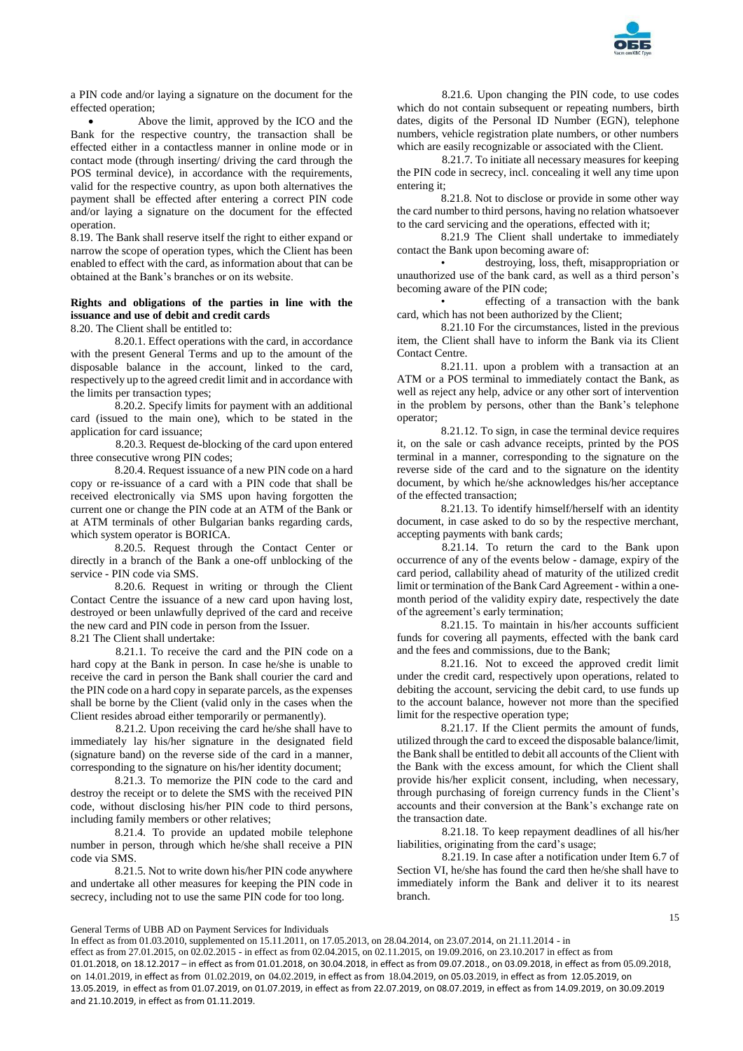a PIN code and/or laying a signature on the document for the effected operation;

- Above the limit, approved by the ICO and the Bank for the respective country, the transaction shall be effected either in a contactless manner in online mode or in contact mode (through inserting/ driving the card through the POS terminal device), in accordance with the requirements, valid for the respective country, as upon both alternatives the payment shall be effected after entering a correct PIN code and/or laying a signature on the document for the effected operation.

8.19. The Bank shall reserve itself the right to either expand or narrow the scope of operation types, which the Client has been enabled to effect with the card, as information about that can be obtained at the Bank's branches or on its website.

**Rights and obligations of the parties in line with the issuance and use of debit and credit cards**

8.20. The Client shall be entitled to:

8.20.1. Effect operations with the card, in accordance with the present General Terms and up to the amount of the disposable balance in the account, linked to the card, respectively up to the agreed credit limit and in accordance with the limits per transaction types;

8.20.2. Specify limits for payment with an additional card (issued to the main one), which to be stated in the application for card issuance;

8.20.3. Request de-blocking of the card upon entered three consecutive wrong PIN codes;

8.20.4. Request issuance of a new PIN code on a hard copy or re-issuance of a card with a PIN code that shall be received electronically via SMS upon having forgotten the current one or change the PIN code at an ATM of the Bank or at ATM terminals of other Bulgarian banks regarding cards, which system operator is BORICA.

8.20.5. Request through the Contact Center or directly in a branch of the Bank a one-off unblocking of the service - PIN code via SMS.

8.20.6. Request in writing or through the Client Contact Centre the issuance of a new card upon having lost, destroyed or been unlawfully deprived of the card and receive the new card and PIN code in person from the Issuer.

8.21 The Client shall undertake:

8.21.1. To receive the card and the PIN code on a hard copy at the Bank in person. In case he/she is unable to receive the card in person the Bank shall courier the card and the PIN code on a hard copy in separate parcels, as the expenses shall be borne by the Client (valid only in the cases when the Client resides abroad either temporarily or permanently).

8.21.2. Upon receiving the card he/she shall have to immediately lay his/her signature in the designated field (signature band) on the reverse side of the card in a manner, corresponding to the signature on his/her identity document;

8.21.3. To memorize the PIN code to the card and destroy the receipt or to delete the SMS with the received PIN code, without disclosing his/her PIN code to third persons, including family members or other relatives;

8.21.4. To provide an updated mobile telephone number in person, through which he/she shall receive a PIN code via SMS.

8.21.5. Not to write down his/her PIN code anywhere and undertake all other measures for keeping the PIN code in secrecy, including not to use the same PIN code for too long.

8.21.6. Upon changing the PIN code, to use codes which do not contain subsequent or repeating numbers, birth dates, digits of the Personal ID Number (EGN), telephone numbers, vehicle registration plate numbers, or other numbers which are easily recognizable or associated with the Client.

8.21.7. To initiate all necessary measures for keeping the PIN code in secrecy, incl. concealing it well any time upon entering it;

8.21.8. Not to disclose or provide in some other way the card number to third persons, having no relation whatsoever to the card servicing and the operations, effected with it;

8.21.9 The Client shall undertake to immediately contact the Bank upon becoming aware of:

- destroying, loss, theft, misappropriation or unauthorized use of the bank card, as well as a third person's becoming aware of the PIN code;
- effecting of a transaction with the bank card, which has not been authorized by the Client;

8.21.10 For the circumstances, listed in the previous item, the Client shall have to inform the Bank via its Client Contact Centre.

8.21.11. upon a problem with a transaction at an ATM or a POS terminal to immediately contact the Bank, as well as reject any help, advice or any other sort of intervention in the problem by persons, other than the Bank's telephone operator;

8.21.12. To sign, in case the terminal device requires it, on the sale or cash advance receipts, printed by the POS terminal in a manner, corresponding to the signature on the reverse side of the card and to the signature on the identity document, by which he/she acknowledges his/her acceptance of the effected transaction;

8.21.13. To identify himself/herself with an identity document, in case asked to do so by the respective merchant, accepting payments with bank cards;

8.21.14. To return the card to the Bank upon occurrence of any of the events below - damage, expiry of the card period, callability ahead of maturity of the utilized credit limit or termination of the Bank Card Agreement - within a one-month period of the validity expiry date, respectively the date of the agreement's early termination;

8.21.15. To maintain in his/her accounts sufficient funds for covering all payments, effected with the bank card and the fees and commissions, due to the Bank;

8.21.16. Not to exceed the approved credit limit under the credit card, respectively upon operations, related to debiting the account, servicing the debit card, to use funds up to the account balance, however not more than the specified limit for the respective operation type;

8.21.17. If the Client permits the amount of funds, utilized through the card to exceed the disposable balance/limit, the Bank shall be entitled to debit all accounts of the Client with the Bank with the excess amount, for which the Client shall provide his/her explicit consent, including, when necessary, through purchasing of foreign currency funds in the Client's accounts and their conversion at the Bank's exchange rate on the transaction date.

8.21.18. To keep repayment deadlines of all his/her liabilities, originating from the card's usage;

8.21.19. In case after a notification under Item 6.7 of Section VI, he/she has found the card then he/she shall have to immediately inform the Bank and deliver it to its nearest branch.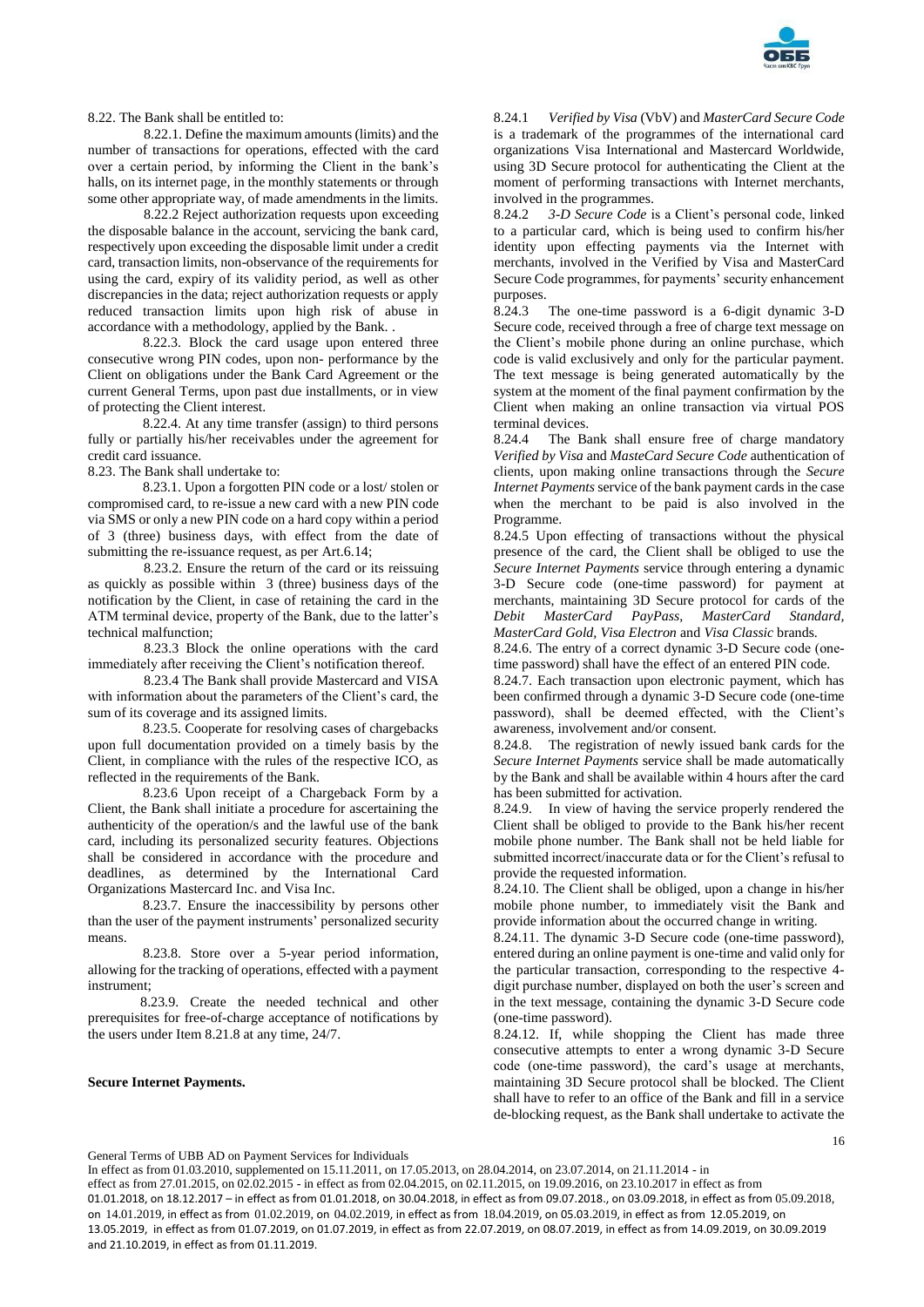8.22. The Bank shall be entitled to:

8.22.1. Define the maximum amounts (limits) and the number of transactions for operations, effected with the card over a certain period, by informing the Client in the bank's halls, on its internet page, in the monthly statements or through some other appropriate way, of made amendments in the limits.

8.22.2 Reject authorization requests upon exceeding the disposable balance in the account, servicing the bank card, respectively upon exceeding the disposable limit under a credit card, transaction limits, non-observance of the requirements for using the card, expiry of its validity period, as well as other discrepancies in the data; reject authorization requests or apply reduced transaction limits upon high risk of abuse in accordance with a methodology, applied by the Bank. .

8.22.3. Block the card usage upon entered three consecutive wrong PIN codes, upon non- performance by the Client on obligations under the Bank Card Agreement or the current General Terms, upon past due installments, or in view of protecting the Client interest.

8.22.4. At any time transfer (assign) to third persons fully or partially his/her receivables under the agreement for credit card issuance.

8.23. The Bank shall undertake to:

8.23.1. Upon a forgotten PIN code or a lost/ stolen or compromised card, to re-issue a new card with a new PIN code via SMS or only a new PIN code on a hard copy within a period of 3 (three) business days, with effect from the date of submitting the re-issuance request, as per Art.6.14;

8.23.2. Ensure the return of the card or its reissuing as quickly as possible within 3 (three) business days of the notification by the Client, in case of retaining the card in the ATM terminal device, property of the Bank, due to the latter's technical malfunction;

8.23.3 Block the online operations with the card immediately after receiving the Client's notification thereof.

8.23.4 The Bank shall provide Mastercard and VISA with information about the parameters of the Client's card, the sum of its coverage and its assigned limits.

8.23.5. Cooperate for resolving cases of chargebacks upon full documentation provided on a timely basis by the Client, in compliance with the rules of the respective ICO, as reflected in the requirements of the Bank.

8.23.6 Upon receipt of a Chargeback Form by a Client, the Bank shall initiate a procedure for ascertaining the authenticity of the operation/s and the lawful use of the bank card, including its personalized security features. Objections shall be considered in accordance with the procedure and deadlines, as determined by the International Card Organizations Mastercard Inc. and Visa Inc.

8.23.7. Ensure the inaccessibility by persons other than the user of the payment instruments' personalized security means.

8.23.8. Store over a 5-year period information, allowing for the tracking of operations, effected with a payment instrument;

8.23.9. Create the needed technical and other prerequisites for free-of-charge acceptance of notifications by the users under Item 8.21.8 at any time, 24/7.

**Secure Internet Payments.**

8.24.1 *Verified by Visa* (VbV) and *MasterCard Secure Code* is a trademark of the programmes of the international card organizations Visa International and Mastercard Worldwide, using 3D Secure protocol for authenticating the Client at the moment of performing transactions with Internet merchants, involved in the programmes.

8.24.2 *3-D Secure Code* is a Client's personal code, linked to a particular card, which is being used to confirm his/her identity upon effecting payments via the Internet with merchants, involved in the Verified by Visa and MasterCard Secure Code programmes, for payments' security enhancement purposes.

8.24.3 The one-time password is a 6-digit dynamic 3-D Secure code, received through a free of charge text message on the Client's mobile phone during an online purchase, which code is valid exclusively and only for the particular payment. The text message is being generated automatically by the system at the moment of the final payment confirmation by the Client when making an online transaction via virtual POS terminal devices.

8.24.4 The Bank shall ensure free of charge mandatory *Verified by Visa* and *MasteCard Secure Code* authentication of clients, upon making online transactions through the *Secure Internet Payments* service of the bank payment cards in the case when the merchant to be paid is also involved in the Programme.

8.24.5 Upon effecting of transactions without the physical presence of the card, the Client shall be obliged to use the *Secure Internet Payments* service through entering a dynamic 3-D Secure code (one-time password) for payment at merchants, maintaining 3D Secure protocol for cards of the *Debit MasterCard PayPass, MasterCard Standard, MasterCard Gold, Visa Electron* and *Visa Classic* brands.

8.24.6. The entry of a correct dynamic 3-D Secure code (one-time password) shall have the effect of an entered PIN code.

8.24.7. Each transaction upon electronic payment, which has been confirmed through a dynamic 3-D Secure code (one-time password), shall be deemed effected, with the Client's awareness, involvement and/or consent.

8.24.8. The registration of newly issued bank cards for the *Secure Internet Payments* service shall be made automatically by the Bank and shall be available within 4 hours after the card has been submitted for activation.

8.24.9. In view of having the service properly rendered the Client shall be obliged to provide to the Bank his/her recent mobile phone number. The Bank shall not be held liable for submitted incorrect/inaccurate data or for the Client's refusal to provide the requested information.

8.24.10. The Client shall be obliged, upon a change in his/her mobile phone number, to immediately visit the Bank and provide information about the occurred change in writing.

8.24.11. The dynamic 3-D Secure code (one-time password), entered during an online payment is one-time and valid only for the particular transaction, corresponding to the respective 4-digit purchase number, displayed on both the user's screen and in the text message, containing the dynamic 3-D Secure code (one-time password).

8.24.12. If, while shopping the Client has made three consecutive attempts to enter a wrong dynamic 3-D Secure code (one-time password), the card's usage at merchants, maintaining 3D Secure protocol shall be blocked. The Client shall have to refer to an office of the Bank and fill in a service de-blocking request, as the Bank shall undertake to activate the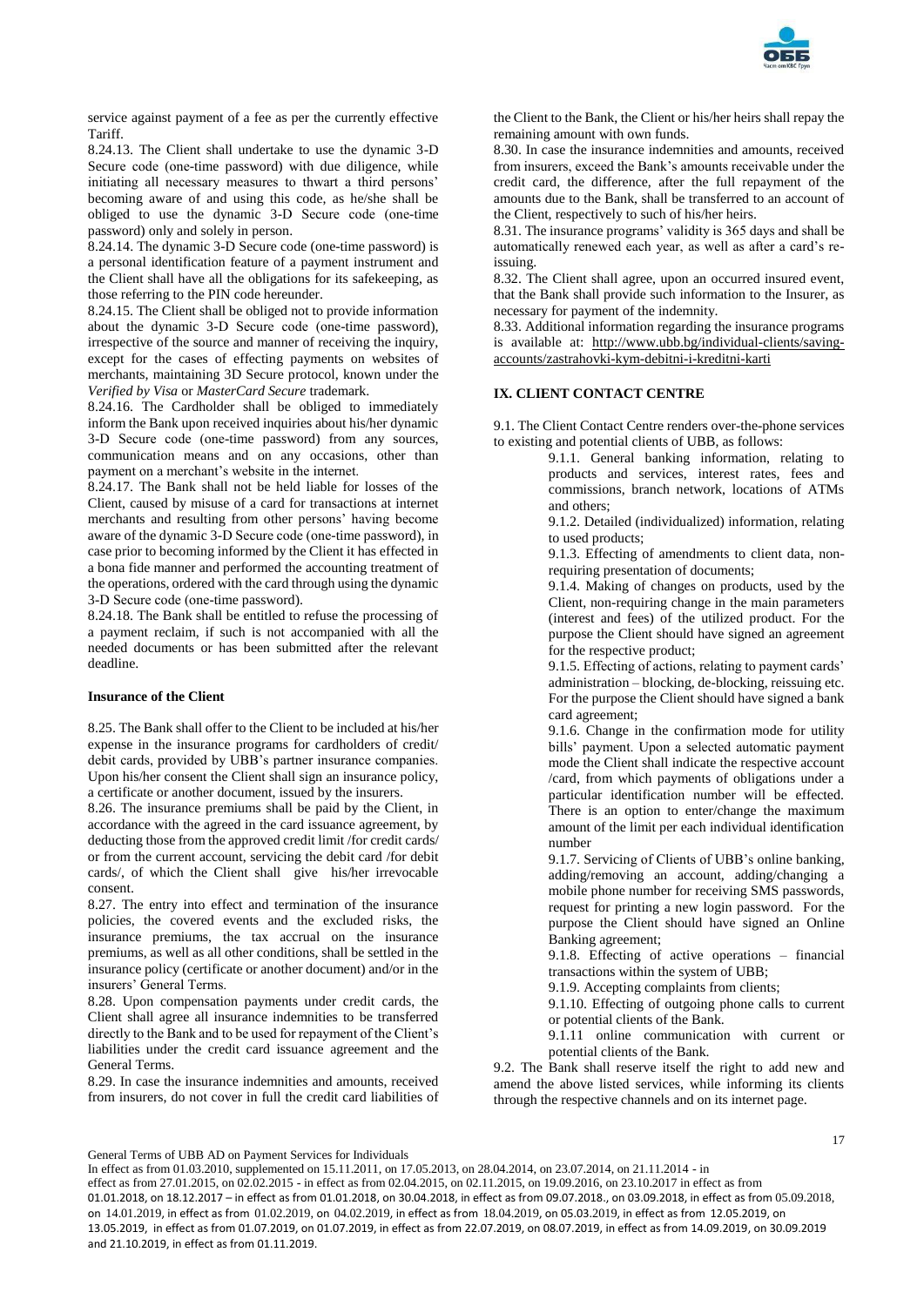service against payment of a fee as per the currently effective Tariff.

8.24.13. The Client shall undertake to use the dynamic 3-D Secure code (one-time password) with due diligence, while initiating all necessary measures to thwart a third persons' becoming aware of and using this code, as he/she shall be obliged to use the dynamic 3-D Secure code (one-time password) only and solely in person.

8.24.14. The dynamic 3-D Secure code (one-time password) is a personal identification feature of a payment instrument and the Client shall have all the obligations for its safekeeping, as those referring to the PIN code hereunder.

8.24.15. The Client shall be obliged not to provide information about the dynamic 3-D Secure code (one-time password), irrespective of the source and manner of receiving the inquiry, except for the cases of effecting payments on websites of merchants, maintaining 3D Secure protocol, known under the *Verified by Visa* or *MasterCard Secure* trademark.

8.24.16. The Cardholder shall be obliged to immediately inform the Bank upon received inquiries about his/her dynamic 3-D Secure code (one-time password) from any sources, communication means and on any occasions, other than payment on a merchant's website in the internet.

8.24.17. The Bank shall not be held liable for losses of the Client, caused by misuse of a card for transactions at internet merchants and resulting from other persons' having become aware of the dynamic 3-D Secure code (one-time password), in case prior to becoming informed by the Client it has effected in a bona fide manner and performed the accounting treatment of the operations, ordered with the card through using the dynamic 3-D Secure code (one-time password).

8.24.18. The Bank shall be entitled to refuse the processing of a payment reclaim, if such is not accompanied with all the needed documents or has been submitted after the relevant deadline.

**Insurance of the Client**

8.25. The Bank shall offer to the Client to be included at his/her expense in the insurance programs for cardholders of credit/ debit cards, provided by UBB's partner insurance companies. Upon his/her consent the Client shall sign an insurance policy, a certificate or another document, issued by the insurers.

8.26. The insurance premiums shall be paid by the Client, in accordance with the agreed in the card issuance agreement, by deducting those from the approved credit limit /for credit cards/ or from the current account, servicing the debit card /for debit cards/, of which the Client shall give his/her irrevocable consent.

8.27. The entry into effect and termination of the insurance policies, the covered events and the excluded risks, the insurance premiums, the tax accrual on the insurance premiums, as well as all other conditions, shall be settled in the insurance policy (certificate or another document) and/or in the insurers' General Terms.

8.28. Upon compensation payments under credit cards, the Client shall agree all insurance indemnities to be transferred directly to the Bank and to be used for repayment of the Client's liabilities under the credit card issuance agreement and the General Terms.

8.29. In case the insurance indemnities and amounts, received from insurers, do not cover in full the credit card liabilities of the Client to the Bank, the Client or his/her heirs shall repay the remaining amount with own funds.

8.30. In case the insurance indemnities and amounts, received from insurers, exceed the Bank's amounts receivable under the credit card, the difference, after the full repayment of the amounts due to the Bank, shall be transferred to an account of the Client, respectively to such of his/her heirs.

8.31. The insurance programs' validity is 365 days and shall be automatically renewed each year, as well as after a card's re-issuing.

8.32. The Client shall agree, upon an occurred insured event, that the Bank shall provide such information to the Insurer, as necessary for payment of the indemnity.

8.33. Additional information regarding the insurance programs is available at: http://www.ubb.bg/individual-clients/saving-accounts/zastrahovki-kym-debitni-i-kreditni-karti

## IX. CLIENT CONTACT CENTRE

9.1. The Client Contact Centre renders over-the-phone services to existing and potential clients of UBB, as follows:

9.1.1. General banking information, relating to products and services, interest rates, fees and commissions, branch network, locations of ATMs and others;

9.1.2. Detailed (individualized) information, relating to used products;

9.1.3. Effecting of amendments to client data, non-requiring presentation of documents;

9.1.4. Making of changes on products, used by the Client, non-requiring change in the main parameters (interest and fees) of the utilized product. For the purpose the Client should have signed an agreement for the respective product;

9.1.5. Effecting of actions, relating to payment cards' administration – blocking, de-blocking, reissuing etc. For the purpose the Client should have signed a bank card agreement;

9.1.6. Change in the confirmation mode for utility bills' payment. Upon a selected automatic payment mode the Client shall indicate the respective account /card, from which payments of obligations under a particular identification number will be effected. There is an option to enter/change the maximum amount of the limit per each individual identification number

9.1.7. Servicing of Clients of UBB's online banking, adding/removing an account, adding/changing a mobile phone number for receiving SMS passwords, request for printing a new login password. For the purpose the Client should have signed an Online Banking agreement;

9.1.8. Effecting of active operations – financial transactions within the system of UBB;

9.1.9. Accepting complaints from clients;

9.1.10. Effecting of outgoing phone calls to current or potential clients of the Bank.

9.1.11 online communication with current or potential clients of the Bank.

9.2. The Bank shall reserve itself the right to add new and amend the above listed services, while informing its clients through the respective channels and on its internet page.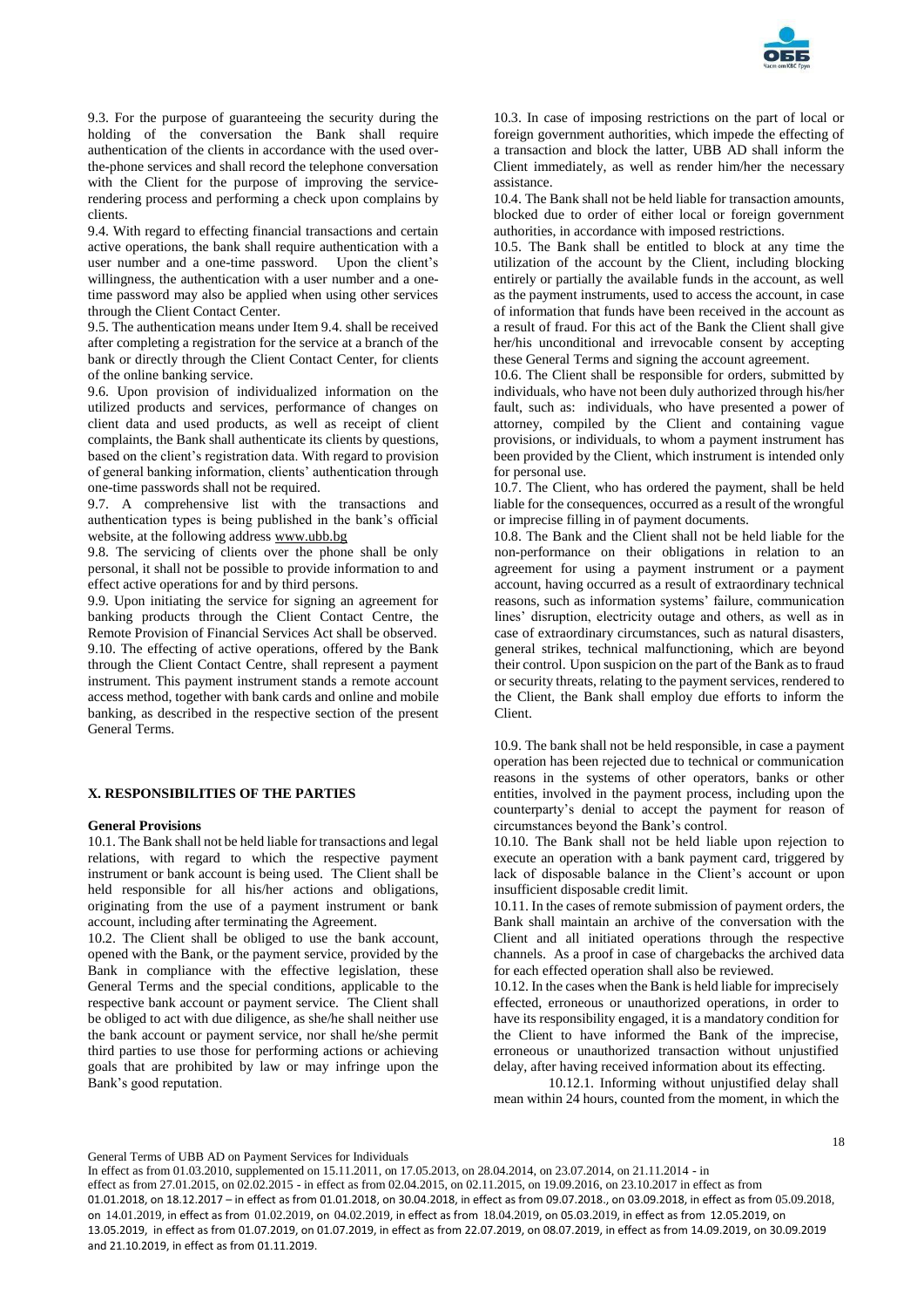9.3. For the purpose of guaranteeing the security during the holding of the conversation the Bank shall require authentication of the clients in accordance with the used over-the-phone services and shall record the telephone conversation with the Client for the purpose of improving the service-rendering process and performing a check upon complains by clients.

9.4. With regard to effecting financial transactions and certain active operations, the bank shall require authentication with a user number and a one-time password. Upon the client's willingness, the authentication with a user number and a one-time password may also be applied when using other services through the Client Contact Center.

9.5. The authentication means under Item 9.4. shall be received after completing a registration for the service at a branch of the bank or directly through the Client Contact Center, for clients of the online banking service.

9.6. Upon provision of individualized information on the utilized products and services, performance of changes on client data and used products, as well as receipt of client complaints, the Bank shall authenticate its clients by questions, based on the client's registration data. With regard to provision of general banking information, clients' authentication through one-time passwords shall not be required.

9.7. A comprehensive list with the transactions and authentication types is being published in the bank's official website, at the following address www.ubb.bg

9.8. The servicing of clients over the phone shall be only personal, it shall not be possible to provide information to and effect active operations for and by third persons.

9.9. Upon initiating the service for signing an agreement for banking products through the Client Contact Centre, the Remote Provision of Financial Services Act shall be observed.

9.10. The effecting of active operations, offered by the Bank through the Client Contact Centre, shall represent a payment instrument. This payment instrument stands a remote account access method, together with bank cards and online and mobile banking, as described in the respective section of the present General Terms.

## X. RESPONSIBILITIES OF THE PARTIES

### General Provisions

10.1. The Bank shall not be held liable for transactions and legal relations, with regard to which the respective payment instrument or bank account is being used. The Client shall be held responsible for all his/her actions and obligations, originating from the use of a payment instrument or bank account, including after terminating the Agreement.

10.2. The Client shall be obliged to use the bank account, opened with the Bank, or the payment service, provided by the Bank in compliance with the effective legislation, these General Terms and the special conditions, applicable to the respective bank account or payment service. The Client shall be obliged to act with due diligence, as she/he shall neither use the bank account or payment service, nor shall he/she permit third parties to use those for performing actions or achieving goals that are prohibited by law or may infringe upon the Bank's good reputation.

10.3. In case of imposing restrictions on the part of local or foreign government authorities, which impede the effecting of a transaction and block the latter, UBB AD shall inform the Client immediately, as well as render him/her the necessary assistance.

10.4. The Bank shall not be held liable for transaction amounts, blocked due to order of either local or foreign government authorities, in accordance with imposed restrictions.

10.5. The Bank shall be entitled to block at any time the utilization of the account by the Client, including blocking entirely or partially the available funds in the account, as well as the payment instruments, used to access the account, in case of information that funds have been received in the account as a result of fraud. For this act of the Bank the Client shall give her/his unconditional and irrevocable consent by accepting these General Terms and signing the account agreement.

10.6. The Client shall be responsible for orders, submitted by individuals, who have not been duly authorized through his/her fault, such as: individuals, who have presented a power of attorney, compiled by the Client and containing vague provisions, or individuals, to whom a payment instrument has been provided by the Client, which instrument is intended only for personal use.

10.7. The Client, who has ordered the payment, shall be held liable for the consequences, occurred as a result of the wrongful or imprecise filling in of payment documents.

10.8. The Bank and the Client shall not be held liable for the non-performance on their obligations in relation to an agreement for using a payment instrument or a payment account, having occurred as a result of extraordinary technical reasons, such as information systems' failure, communication lines' disruption, electricity outage and others, as well as in case of extraordinary circumstances, such as natural disasters, general strikes, technical malfunctioning, which are beyond their control. Upon suspicion on the part of the Bank as to fraud or security threats, relating to the payment services, rendered to the Client, the Bank shall employ due efforts to inform the Client.

10.9. The bank shall not be held responsible, in case a payment operation has been rejected due to technical or communication reasons in the systems of other operators, banks or other entities, involved in the payment process, including upon the counterparty's denial to accept the payment for reason of circumstances beyond the Bank's control.

10.10. The Bank shall not be held liable upon rejection to execute an operation with a bank payment card, triggered by lack of disposable balance in the Client's account or upon insufficient disposable credit limit.

10.11. In the cases of remote submission of payment orders, the Bank shall maintain an archive of the conversation with the Client and all initiated operations through the respective channels. As a proof in case of chargebacks the archived data for each effected operation shall also be reviewed.

10.12. In the cases when the Bank is held liable for imprecisely effected, erroneous or unauthorized operations, in order to have its responsibility engaged, it is a mandatory condition for the Client to have informed the Bank of the imprecise, erroneous or unauthorized transaction without unjustified delay, after having received information about its effecting.

10.12.1. Informing without unjustified delay shall mean within 24 hours, counted from the moment, in which the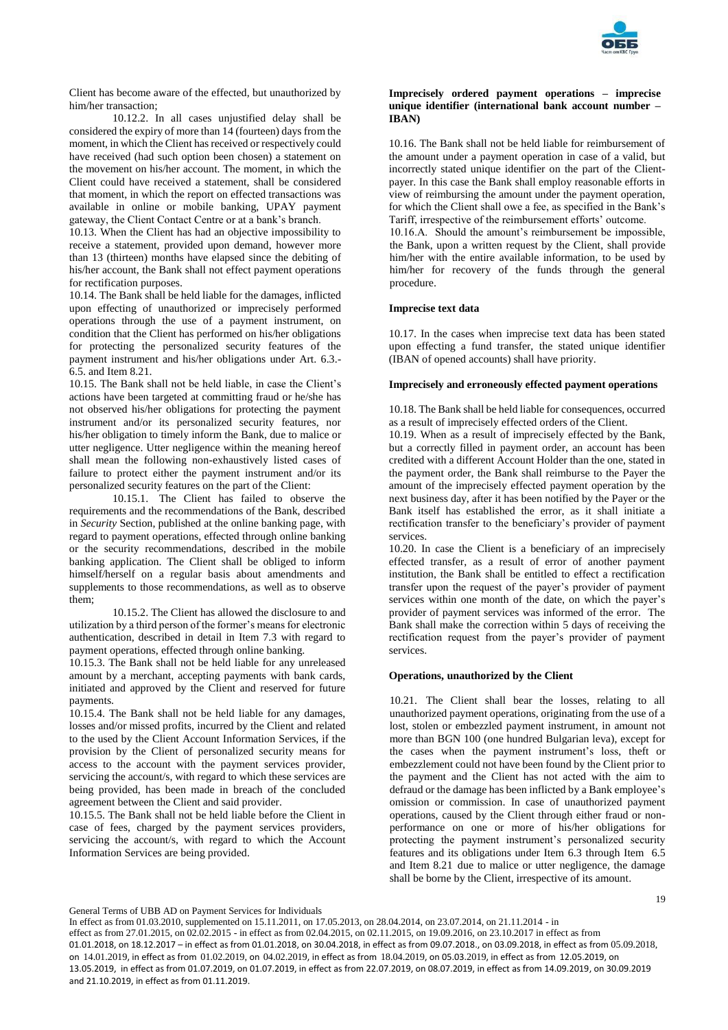Client has become aware of the effected, but unauthorized by him/her transaction;

10.12.2. In all cases unjustified delay shall be considered the expiry of more than 14 (fourteen) days from the moment, in which the Client has received or respectively could have received (had such option been chosen) a statement on the movement on his/her account. The moment, in which the Client could have received a statement, shall be considered that moment, in which the report on effected transactions was available in online or mobile banking, UPAY payment gateway, the Client Contact Centre or at a bank's branch.

10.13. When the Client has had an objective impossibility to receive a statement, provided upon demand, however more than 13 (thirteen) months have elapsed since the debiting of his/her account, the Bank shall not effect payment operations for rectification purposes.

10.14. The Bank shall be held liable for the damages, inflicted upon effecting of unauthorized or imprecisely performed operations through the use of a payment instrument, on condition that the Client has performed on his/her obligations for protecting the personalized security features of the payment instrument and his/her obligations under Art. 6.3.-6.5. and Item 8.21.

10.15. The Bank shall not be held liable, in case the Client's actions have been targeted at committing fraud or he/she has not observed his/her obligations for protecting the payment instrument and/or its personalized security features, nor his/her obligation to timely inform the Bank, due to malice or utter negligence. Utter negligence within the meaning hereof shall mean the following non-exhaustively listed cases of failure to protect either the payment instrument and/or its personalized security features on the part of the Client:

10.15.1. The Client has failed to observe the requirements and the recommendations of the Bank, described in *Security* Section, published at the online banking page, with regard to payment operations, effected through online banking or the security recommendations, described in the mobile banking application. The Client shall be obliged to inform himself/herself on a regular basis about amendments and supplements to those recommendations, as well as to observe them;

10.15.2. The Client has allowed the disclosure to and utilization by a third person of the former's means for electronic authentication, described in detail in Item 7.3 with regard to payment operations, effected through online banking.

10.15.3. The Bank shall not be held liable for any unreleased amount by a merchant, accepting payments with bank cards, initiated and approved by the Client and reserved for future payments.

10.15.4. The Bank shall not be held liable for any damages, losses and/or missed profits, incurred by the Client and related to the used by the Client Account Information Services, if the provision by the Client of personalized security means for access to the account with the payment services provider, servicing the account/s, with regard to which these services are being provided, has been made in breach of the concluded agreement between the Client and said provider.

10.15.5. The Bank shall not be held liable before the Client in case of fees, charged by the payment services providers, servicing the account/s, with regard to which the Account Information Services are being provided.

**Imprecisely ordered payment operations – imprecise unique identifier (international bank account number – IBAN)**

10.16. The Bank shall not be held liable for reimbursement of the amount under a payment operation in case of a valid, but incorrectly stated unique identifier on the part of the Client-payer. In this case the Bank shall employ reasonable efforts in view of reimbursing the amount under the payment operation, for which the Client shall owe a fee, as specified in the Bank's Tariff, irrespective of the reimbursement efforts' outcome.

10.16.A. Should the amount's reimbursement be impossible, the Bank, upon a written request by the Client, shall provide him/her with the entire available information, to be used by him/her for recovery of the funds through the general procedure.

**Imprecise text data**

10.17. In the cases when imprecise text data has been stated upon effecting a fund transfer, the stated unique identifier (IBAN of opened accounts) shall have priority.

**Imprecisely and erroneously effected payment operations**

10.18. The Bank shall be held liable for consequences, occurred as a result of imprecisely effected orders of the Client.

10.19. When as a result of imprecisely effected by the Bank, but a correctly filled in payment order, an account has been credited with a different Account Holder than the one, stated in the payment order, the Bank shall reimburse to the Payer the amount of the imprecisely effected payment operation by the next business day, after it has been notified by the Payer or the Bank itself has established the error, as it shall initiate a rectification transfer to the beneficiary's provider of payment services.

10.20. In case the Client is a beneficiary of an imprecisely effected transfer, as a result of error of another payment institution, the Bank shall be entitled to effect a rectification transfer upon the request of the payer's provider of payment services within one month of the date, on which the payer's provider of payment services was informed of the error. The Bank shall make the correction within 5 days of receiving the rectification request from the payer's provider of payment services.

**Operations, unauthorized by the Client**

10.21. The Client shall bear the losses, relating to all unauthorized payment operations, originating from the use of a lost, stolen or embezzled payment instrument, in amount not more than BGN 100 (one hundred Bulgarian leva), except for the cases when the payment instrument's loss, theft or embezzlement could not have been found by the Client prior to the payment and the Client has not acted with the aim to defraud or the damage has been inflicted by a Bank employee's omission or commission. In case of unauthorized payment operations, caused by the Client through either fraud or non-performance on one or more of his/her obligations for protecting the payment instrument's personalized security features and its obligations under Item 6.3 through Item 6.5 and Item 8.21 due to malice or utter negligence, the damage shall be borne by the Client, irrespective of its amount.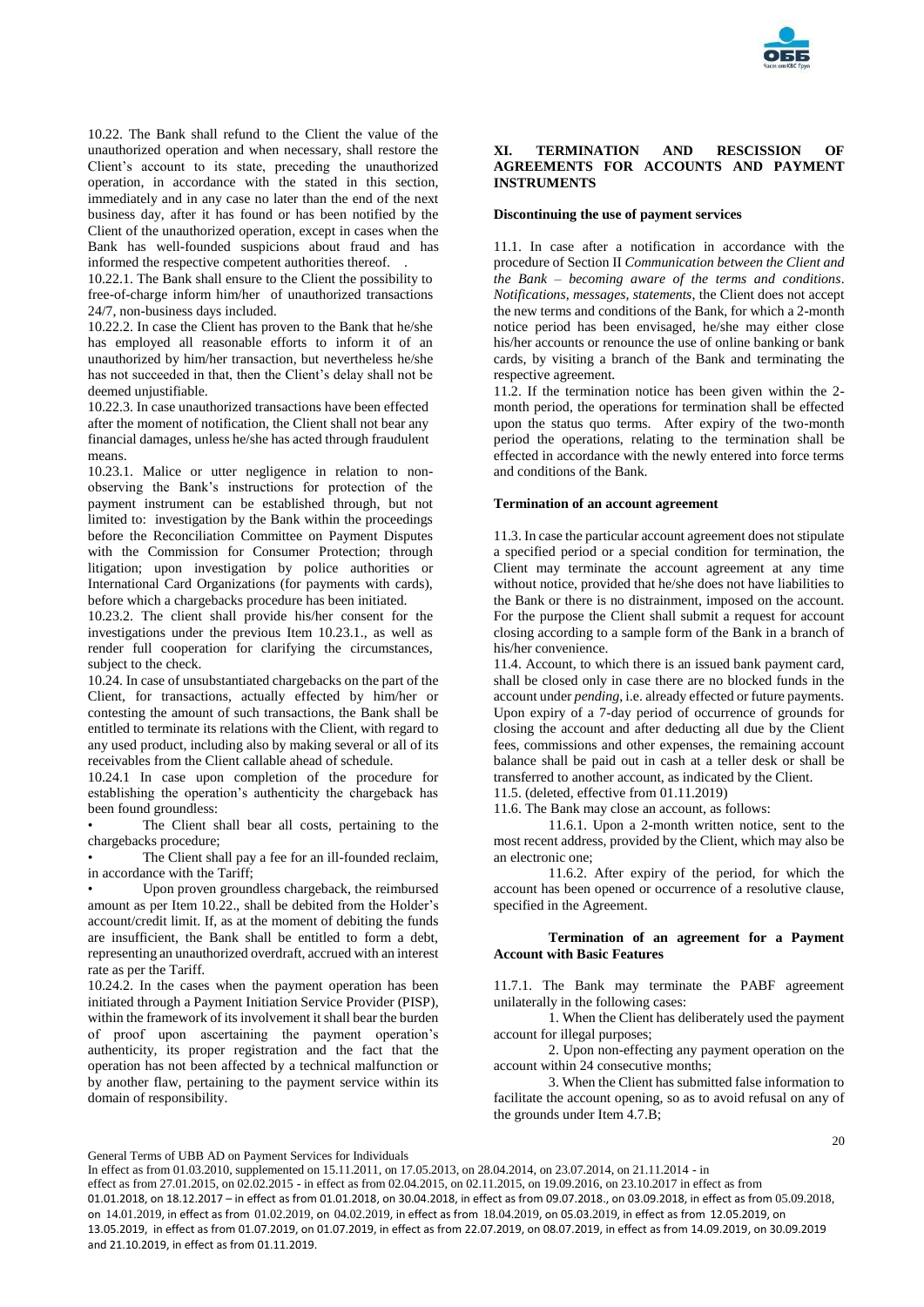10.22. The Bank shall refund to the Client the value of the unauthorized operation and when necessary, shall restore the Client's account to its state, preceding the unauthorized operation, in accordance with the stated in this section, immediately and in any case no later than the end of the next business day, after it has found or has been notified by the Client of the unauthorized operation, except in cases when the Bank has well-founded suspicions about fraud and has informed the respective competent authorities thereof. .

10.22.1. The Bank shall ensure to the Client the possibility to free-of-charge inform him/her of unauthorized transactions 24/7, non-business days included.

10.22.2. In case the Client has proven to the Bank that he/she has employed all reasonable efforts to inform it of an unauthorized by him/her transaction, but nevertheless he/she has not succeeded in that, then the Client's delay shall not be deemed unjustifiable.

10.22.3. In case unauthorized transactions have been effected after the moment of notification, the Client shall not bear any financial damages, unless he/she has acted through fraudulent means.

10.23.1. Malice or utter negligence in relation to non-observing the Bank's instructions for protection of the payment instrument can be established through, but not limited to: investigation by the Bank within the proceedings before the Reconciliation Committee on Payment Disputes with the Commission for Consumer Protection; through litigation; upon investigation by police authorities or International Card Organizations (for payments with cards), before which a chargebacks procedure has been initiated.

10.23.2. The client shall provide his/her consent for the investigations under the previous Item 10.23.1., as well as render full cooperation for clarifying the circumstances, subject to the check.

10.24. In case of unsubstantiated chargebacks on the part of the Client, for transactions, actually effected by him/her or contesting the amount of such transactions, the Bank shall be entitled to terminate its relations with the Client, with regard to any used product, including also by making several or all of its receivables from the Client callable ahead of schedule.

10.24.1 In case upon completion of the procedure for establishing the operation's authenticity the chargeback has been found groundless:

- The Client shall bear all costs, pertaining to the chargebacks procedure;
- The Client shall pay a fee for an ill-founded reclaim, in accordance with the Tariff;
- Upon proven groundless chargeback, the reimbursed amount as per Item 10.22., shall be debited from the Holder's account/credit limit. If, as at the moment of debiting the funds are insufficient, the Bank shall be entitled to form a debt, representing an unauthorized overdraft, accrued with an interest rate as per the Tariff.

10.24.2. In the cases when the payment operation has been initiated through a Payment Initiation Service Provider (PISP), within the framework of its involvement it shall bear the burden of proof upon ascertaining the payment operation's authenticity, its proper registration and the fact that the operation has not been affected by a technical malfunction or by another flaw, pertaining to the payment service within its domain of responsibility.

## XI. TERMINATION AND RESCISSION OF AGREEMENTS FOR ACCOUNTS AND PAYMENT INSTRUMENTS

**Discontinuing the use of payment services**

11.1. In case after a notification in accordance with the procedure of Section II *Communication between the Client and the Bank – becoming aware of the terms and conditions. Notifications, messages, statements*, the Client does not accept the new terms and conditions of the Bank, for which a 2-month notice period has been envisaged, he/she may either close his/her accounts or renounce the use of online banking or bank cards, by visiting a branch of the Bank and terminating the respective agreement.

11.2. If the termination notice has been given within the 2-month period, the operations for termination shall be effected upon the status quo terms. After expiry of the two-month period the operations, relating to the termination shall be effected in accordance with the newly entered into force terms and conditions of the Bank.

**Termination of an account agreement**

11.3. In case the particular account agreement does not stipulate a specified period or a special condition for termination, the Client may terminate the account agreement at any time without notice, provided that he/she does not have liabilities to the Bank or there is no distrainment, imposed on the account. For the purpose the Client shall submit a request for account closing according to a sample form of the Bank in a branch of his/her convenience.

11.4. Account, to which there is an issued bank payment card, shall be closed only in case there are no blocked funds in the account under *pending*, i.e. already effected or future payments. Upon expiry of a 7-day period of occurrence of grounds for closing the account and after deducting all due by the Client fees, commissions and other expenses, the remaining account balance shall be paid out in cash at a teller desk or shall be transferred to another account, as indicated by the Client.

11.5. (deleted, effective from 01.11.2019)

11.6. The Bank may close an account, as follows:

11.6.1. Upon a 2-month written notice, sent to the most recent address, provided by the Client, which may also be an electronic one;

11.6.2. After expiry of the period, for which the account has been opened or occurrence of a resolutive clause, specified in the Agreement.

**Termination of an agreement for a Payment Account with Basic Features**

11.7.1. The Bank may terminate the PABF agreement unilaterally in the following cases:

1. When the Client has deliberately used the payment account for illegal purposes;

2. Upon non-effecting any payment operation on the account within 24 consecutive months;

3. When the Client has submitted false information to facilitate the account opening, so as to avoid refusal on any of the grounds under Item 4.7.B;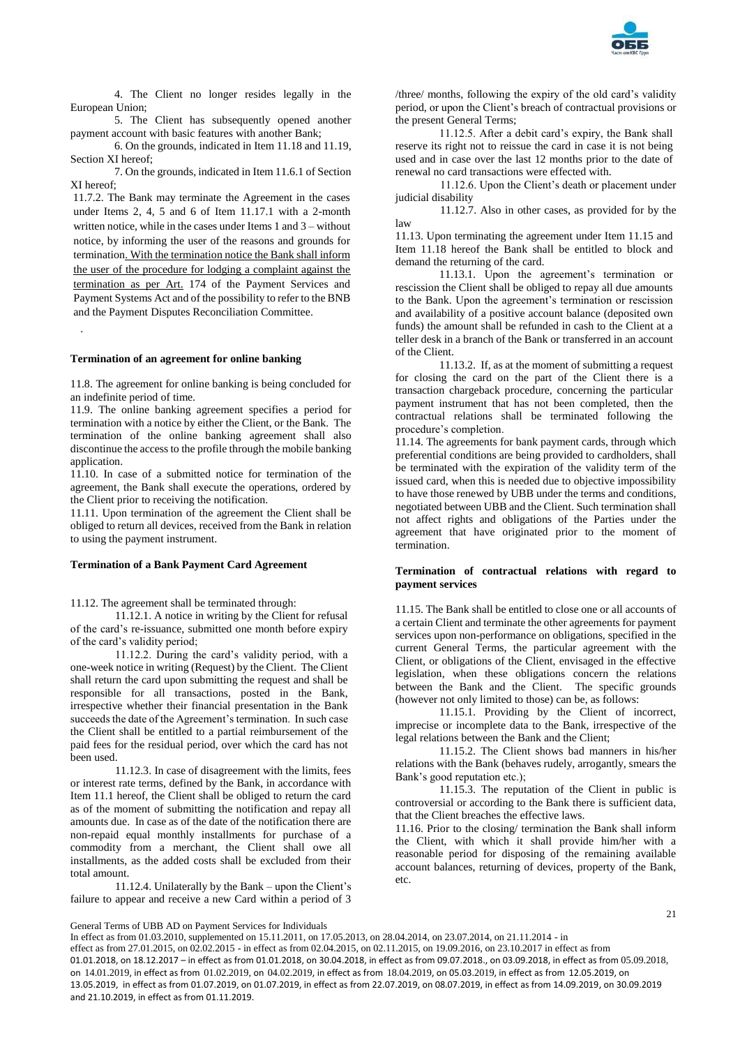4. The Client no longer resides legally in the European Union;

5. The Client has subsequently opened another payment account with basic features with another Bank;

6. On the grounds, indicated in Item 11.18 and 11.19, Section XI hereof;

7. On the grounds, indicated in Item 11.6.1 of Section XI hereof;

11.7.2. The Bank may terminate the Agreement in the cases under Items 2, 4, 5 and 6 of Item 11.17.1 with a 2-month written notice, while in the cases under Items 1 and 3 – without notice, by informing the user of the reasons and grounds for termination. With the termination notice the Bank shall inform the user of the procedure for lodging a complaint against the termination as per Art. 174 of the Payment Services and Payment Systems Act and of the possibility to refer to the BNB and the Payment Disputes Reconciliation Committee.

.

**Termination of an agreement for online banking**

11.8. The agreement for online banking is being concluded for an indefinite period of time.

11.9. The online banking agreement specifies a period for termination with a notice by either the Client, or the Bank. The termination of the online banking agreement shall also discontinue the access to the profile through the mobile banking application.

11.10. In case of a submitted notice for termination of the agreement, the Bank shall execute the operations, ordered by the Client prior to receiving the notification.

11.11. Upon termination of the agreement the Client shall be obliged to return all devices, received from the Bank in relation to using the payment instrument.

**Termination of a Bank Payment Card Agreement**

11.12. The agreement shall be terminated through:

11.12.1. A notice in writing by the Client for refusal of the card's re-issuance, submitted one month before expiry of the card's validity period;

11.12.2. During the card's validity period, with a one-week notice in writing (Request) by the Client. The Client shall return the card upon submitting the request and shall be responsible for all transactions, posted in the Bank, irrespective whether their financial presentation in the Bank succeeds the date of the Agreement's termination. In such case the Client shall be entitled to a partial reimbursement of the paid fees for the residual period, over which the card has not been used.

11.12.3. In case of disagreement with the limits, fees or interest rate terms, defined by the Bank, in accordance with Item 11.1 hereof, the Client shall be obliged to return the card as of the moment of submitting the notification and repay all amounts due. In case as of the date of the notification there are non-repaid equal monthly installments for purchase of a commodity from a merchant, the Client shall owe all installments, as the added costs shall be excluded from their total amount.

11.12.4. Unilaterally by the Bank – upon the Client's failure to appear and receive a new Card within a period of 3 /three/ months, following the expiry of the old card's validity period, or upon the Client's breach of contractual provisions or the present General Terms;

11.12.5. After a debit card's expiry, the Bank shall reserve its right not to reissue the card in case it is not being used and in case over the last 12 months prior to the date of renewal no card transactions were effected with.

11.12.6. Upon the Client's death or placement under judicial disability

11.12.7. Also in other cases, as provided for by the law

11.13. Upon terminating the agreement under Item 11.15 and Item 11.18 hereof the Bank shall be entitled to block and demand the returning of the card.

11.13.1. Upon the agreement's termination or rescission the Client shall be obliged to repay all due amounts to the Bank. Upon the agreement's termination or rescission and availability of a positive account balance (deposited own funds) the amount shall be refunded in cash to the Client at a teller desk in a branch of the Bank or transferred in an account of the Client.

11.13.2. If, as at the moment of submitting a request for closing the card on the part of the Client there is a transaction chargeback procedure, concerning the particular payment instrument that has not been completed, then the contractual relations shall be terminated following the procedure's completion.

11.14. The agreements for bank payment cards, through which preferential conditions are being provided to cardholders, shall be terminated with the expiration of the validity term of the issued card, when this is needed due to objective impossibility to have those renewed by UBB under the terms and conditions, negotiated between UBB and the Client. Such termination shall not affect rights and obligations of the Parties under the agreement that have originated prior to the moment of termination.

**Termination of contractual relations with regard to payment services**

11.15. The Bank shall be entitled to close one or all accounts of a certain Client and terminate the other agreements for payment services upon non-performance on obligations, specified in the current General Terms, the particular agreement with the Client, or obligations of the Client, envisaged in the effective legislation, when these obligations concern the relations between the Bank and the Client. The specific grounds (however not only limited to those) can be, as follows:

11.15.1. Providing by the Client of incorrect, imprecise or incomplete data to the Bank, irrespective of the legal relations between the Bank and the Client;

11.15.2. The Client shows bad manners in his/her relations with the Bank (behaves rudely, arrogantly, smears the Bank's good reputation etc.);

11.15.3. The reputation of the Client in public is controversial or according to the Bank there is sufficient data, that the Client breaches the effective laws.

11.16. Prior to the closing/ termination the Bank shall inform the Client, with which it shall provide him/her with a reasonable period for disposing of the remaining available account balances, returning of devices, property of the Bank, etc.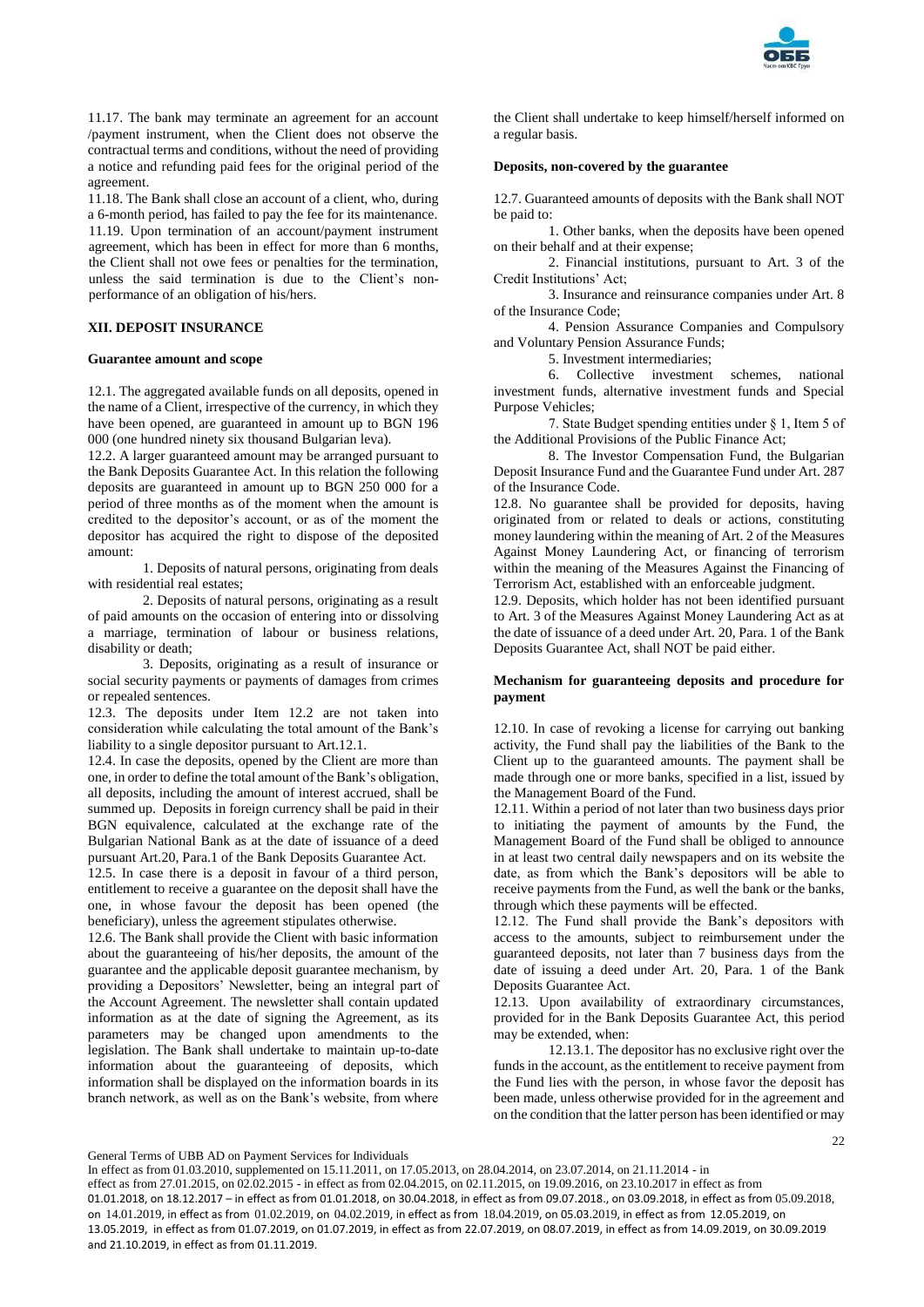11.17. The bank may terminate an agreement for an account /payment instrument, when the Client does not observe the contractual terms and conditions, without the need of providing a notice and refunding paid fees for the original period of the agreement.

11.18. The Bank shall close an account of a client, who, during a 6-month period, has failed to pay the fee for its maintenance.

11.19. Upon termination of an account/payment instrument agreement, which has been in effect for more than 6 months, the Client shall not owe fees or penalties for the termination, unless the said termination is due to the Client's non-performance of an obligation of his/hers.

## XII. DEPOSIT INSURANCE

### Guarantee amount and scope

12.1. The aggregated available funds on all deposits, opened in the name of a Client, irrespective of the currency, in which they have been opened, are guaranteed in amount up to BGN 196 000 (one hundred ninety six thousand Bulgarian leva).

12.2. A larger guaranteed amount may be arranged pursuant to the Bank Deposits Guarantee Act. In this relation the following deposits are guaranteed in amount up to BGN 250 000 for a period of three months as of the moment when the amount is credited to the depositor's account, or as of the moment the depositor has acquired the right to dispose of the deposited amount:

1. Deposits of natural persons, originating from deals with residential real estates;
2. Deposits of natural persons, originating as a result of paid amounts on the occasion of entering into or dissolving a marriage, termination of labour or business relations, disability or death;
3. Deposits, originating as a result of insurance or social security payments or payments of damages from crimes or repealed sentences.

12.3. The deposits under Item 12.2 are not taken into consideration while calculating the total amount of the Bank's liability to a single depositor pursuant to Art.12.1.

12.4. In case the deposits, opened by the Client are more than one, in order to define the total amount of the Bank's obligation, all deposits, including the amount of interest accrued, shall be summed up. Deposits in foreign currency shall be paid in their BGN equivalence, calculated at the exchange rate of the Bulgarian National Bank as at the date of issuance of a deed pursuant Art.20, Para.1 of the Bank Deposits Guarantee Act.

12.5. In case there is a deposit in favour of a third person, entitlement to receive a guarantee on the deposit shall have the one, in whose favour the deposit has been opened (the beneficiary), unless the agreement stipulates otherwise.

12.6. The Bank shall provide the Client with basic information about the guaranteeing of his/her deposits, the amount of the guarantee and the applicable deposit guarantee mechanism, by providing a Depositors' Newsletter, being an integral part of the Account Agreement. The newsletter shall contain updated information as at the date of signing the Agreement, as its parameters may be changed upon amendments to the legislation. The Bank shall undertake to maintain up-to-date information about the guaranteeing of deposits, which information shall be displayed on the information boards in its branch network, as well as on the Bank's website, from where the Client shall undertake to keep himself/herself informed on a regular basis.

### Deposits, non-covered by the guarantee

12.7. Guaranteed amounts of deposits with the Bank shall NOT be paid to:

1. Other banks, when the deposits have been opened on their behalf and at their expense;
2. Financial institutions, pursuant to Art. 3 of the Credit Institutions' Act;
3. Insurance and reinsurance companies under Art. 8 of the Insurance Code;
4. Pension Assurance Companies and Compulsory and Voluntary Pension Assurance Funds;
5. Investment intermediaries;
6. Collective investment schemes, national investment funds, alternative investment funds and Special Purpose Vehicles;
7. State Budget spending entities under § 1, Item 5 of the Additional Provisions of the Public Finance Act;
8. The Investor Compensation Fund, the Bulgarian Deposit Insurance Fund and the Guarantee Fund under Art. 287 of the Insurance Code.

12.8. No guarantee shall be provided for deposits, having originated from or related to deals or actions, constituting money laundering within the meaning of Art. 2 of the Measures Against Money Laundering Act, or financing of terrorism within the meaning of the Measures Against the Financing of Terrorism Act, established with an enforceable judgment.

12.9. Deposits, which holder has not been identified pursuant to Art. 3 of the Measures Against Money Laundering Act as at the date of issuance of a deed under Art. 20, Para. 1 of the Bank Deposits Guarantee Act, shall NOT be paid either.

### Mechanism for guaranteeing deposits and procedure for payment

12.10. In case of revoking a license for carrying out banking activity, the Fund shall pay the liabilities of the Bank to the Client up to the guaranteed amounts. The payment shall be made through one or more banks, specified in a list, issued by the Management Board of the Fund.

12.11. Within a period of not later than two business days prior to initiating the payment of amounts by the Fund, the Management Board of the Fund shall be obliged to announce in at least two central daily newspapers and on its website the date, as from which the Bank's depositors will be able to receive payments from the Fund, as well the bank or the banks, through which these payments will be effected.

12.12. The Fund shall provide the Bank's depositors with access to the amounts, subject to reimbursement under the guaranteed deposits, not later than 7 business days from the date of issuing a deed under Art. 20, Para. 1 of the Bank Deposits Guarantee Act.

12.13. Upon availability of extraordinary circumstances, provided for in the Bank Deposits Guarantee Act, this period may be extended, when:

12.13.1. The depositor has no exclusive right over the funds in the account, as the entitlement to receive payment from the Fund lies with the person, in whose favor the deposit has been made, unless otherwise provided for in the agreement and on the condition that the latter person has been identified or may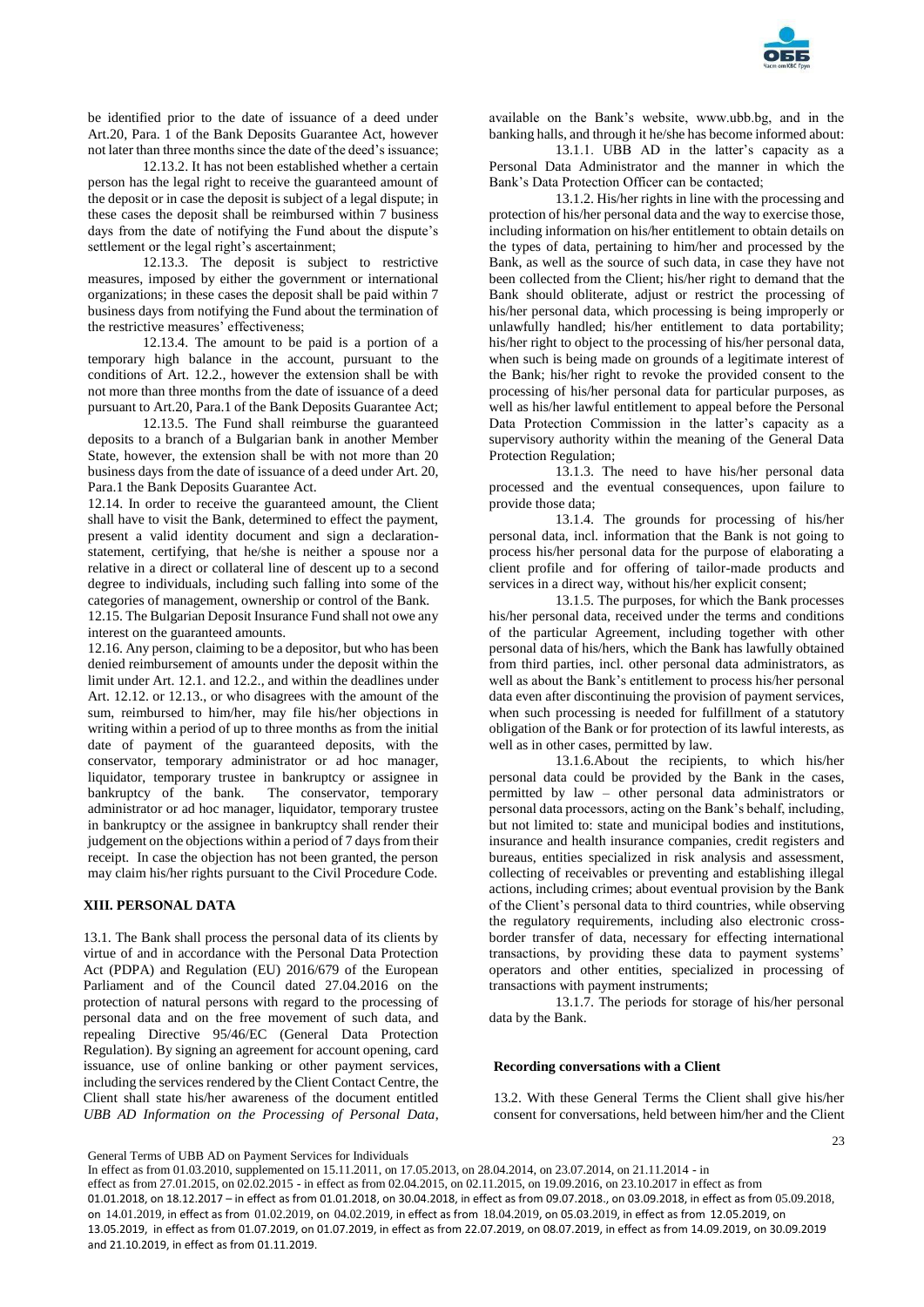be identified prior to the date of issuance of a deed under Art.20, Para. 1 of the Bank Deposits Guarantee Act, however not later than three months since the date of the deed's issuance;

12.13.2. It has not been established whether a certain person has the legal right to receive the guaranteed amount of the deposit or in case the deposit is subject of a legal dispute; in these cases the deposit shall be reimbursed within 7 business days from the date of notifying the Fund about the dispute's settlement or the legal right's ascertainment;

12.13.3. The deposit is subject to restrictive measures, imposed by either the government or international organizations; in these cases the deposit shall be paid within 7 business days from notifying the Fund about the termination of the restrictive measures' effectiveness;

12.13.4. The amount to be paid is a portion of a temporary high balance in the account, pursuant to the conditions of Art. 12.2., however the extension shall be with not more than three months from the date of issuance of a deed pursuant to Art.20, Para.1 of the Bank Deposits Guarantee Act;

12.13.5. The Fund shall reimburse the guaranteed deposits to a branch of a Bulgarian bank in another Member State, however, the extension shall be with not more than 20 business days from the date of issuance of a deed under Art. 20, Para.1 the Bank Deposits Guarantee Act.

12.14. In order to receive the guaranteed amount, the Client shall have to visit the Bank, determined to effect the payment, present a valid identity document and sign a declaration-statement, certifying, that he/she is neither a spouse nor a relative in a direct or collateral line of descent up to a second degree to individuals, including such falling into some of the categories of management, ownership or control of the Bank.

12.15. The Bulgarian Deposit Insurance Fund shall not owe any interest on the guaranteed amounts.

12.16. Any person, claiming to be a depositor, but who has been denied reimbursement of amounts under the deposit within the limit under Art. 12.1. and 12.2., and within the deadlines under Art. 12.12. or 12.13., or who disagrees with the amount of the sum, reimbursed to him/her, may file his/her objections in writing within a period of up to three months as from the initial date of payment of the guaranteed deposits, with the conservator, temporary administrator or ad hoc manager, liquidator, temporary trustee in bankruptcy or assignee in bankruptcy of the bank. The conservator, temporary administrator or ad hoc manager, liquidator, temporary trustee in bankruptcy or the assignee in bankruptcy shall render their judgement on the objections within a period of 7 days from their receipt. In case the objection has not been granted, the person may claim his/her rights pursuant to the Civil Procedure Code.

## XIII. PERSONAL DATA

13.1. The Bank shall process the personal data of its clients by virtue of and in accordance with the Personal Data Protection Act (PDPA) and Regulation (EU) 2016/679 of the European Parliament and of the Council dated 27.04.2016 on the protection of natural persons with regard to the processing of personal data and on the free movement of such data, and repealing Directive 95/46/EC (General Data Protection Regulation). By signing an agreement for account opening, card issuance, use of online banking or other payment services, including the services rendered by the Client Contact Centre, the Client shall state his/her awareness of the document entitled *UBB AD Information on the Processing of Personal Data*, available on the Bank's website, www.ubb.bg, and in the banking halls, and through it he/she has become informed about:

13.1.1. UBB AD in the latter's capacity as a Personal Data Administrator and the manner in which the Bank's Data Protection Officer can be contacted;

13.1.2. His/her rights in line with the processing and protection of his/her personal data and the way to exercise those, including information on his/her entitlement to obtain details on the types of data, pertaining to him/her and processed by the Bank, as well as the source of such data, in case they have not been collected from the Client; his/her right to demand that the Bank should obliterate, adjust or restrict the processing of his/her personal data, which processing is being improperly or unlawfully handled; his/her entitlement to data portability; his/her right to object to the processing of his/her personal data, when such is being made on grounds of a legitimate interest of the Bank; his/her right to revoke the provided consent to the processing of his/her personal data for particular purposes, as well as his/her lawful entitlement to appeal before the Personal Data Protection Commission in the latter's capacity as a supervisory authority within the meaning of the General Data Protection Regulation;

13.1.3. The need to have his/her personal data processed and the eventual consequences, upon failure to provide those data;

13.1.4. The grounds for processing of his/her personal data, incl. information that the Bank is not going to process his/her personal data for the purpose of elaborating a client profile and for offering of tailor-made products and services in a direct way, without his/her explicit consent;

13.1.5. The purposes, for which the Bank processes his/her personal data, received under the terms and conditions of the particular Agreement, including together with other personal data of his/hers, which the Bank has lawfully obtained from third parties, incl. other personal data administrators, as well as about the Bank's entitlement to process his/her personal data even after discontinuing the provision of payment services, when such processing is needed for fulfillment of a statutory obligation of the Bank or for protection of its lawful interests, as well as in other cases, permitted by law.

13.1.6.About the recipients, to which his/her personal data could be provided by the Bank in the cases, permitted by law – other personal data administrators or personal data processors, acting on the Bank's behalf, including, but not limited to: state and municipal bodies and institutions, insurance and health insurance companies, credit registers and bureaus, entities specialized in risk analysis and assessment, collecting of receivables or preventing and establishing illegal actions, including crimes; about eventual provision by the Bank of the Client's personal data to third countries, while observing the regulatory requirements, including also electronic cross-border transfer of data, necessary for effecting international transactions, by providing these data to payment systems' operators and other entities, specialized in processing of transactions with payment instruments;

13.1.7. The periods for storage of his/her personal data by the Bank.

### Recording conversations with a Client

13.2. With these General Terms the Client shall give his/her consent for conversations, held between him/her and the Client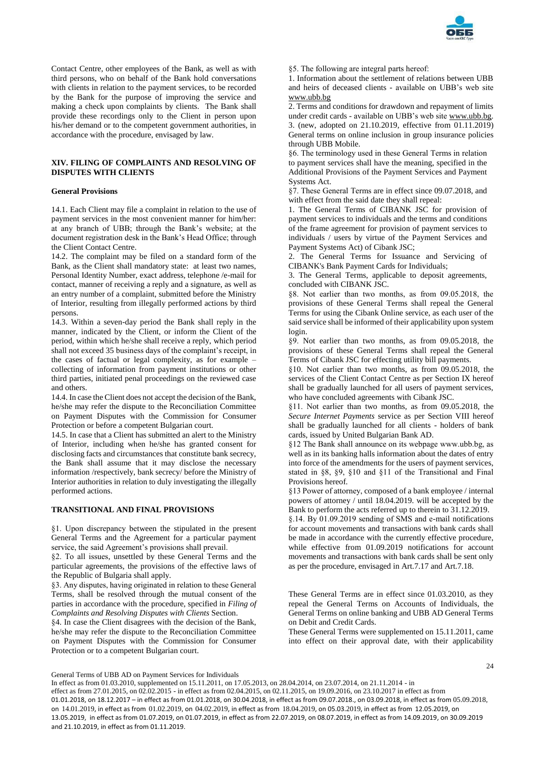Contact Centre, other employees of the Bank, as well as with third persons, who on behalf of the Bank hold conversations with clients in relation to the payment services, to be recorded by the Bank for the purpose of improving the service and making a check upon complaints by clients. The Bank shall provide these recordings only to the Client in person upon his/her demand or to the competent government authorities, in accordance with the procedure, envisaged by law.

## XIV. FILING OF COMPLAINTS AND RESOLVING OF DISPUTES WITH CLIENTS

### General Provisions

14.1. Each Client may file a complaint in relation to the use of payment services in the most convenient manner for him/her: at any branch of UBB; through the Bank's website; at the document registration desk in the Bank's Head Office; through the Client Contact Centre.

14.2. The complaint may be filed on a standard form of the Bank, as the Client shall mandatory state: at least two names, Personal Identity Number, exact address, telephone /e-mail for contact, manner of receiving a reply and a signature, as well as an entry number of a complaint, submitted before the Ministry of Interior, resulting from illegally performed actions by third persons.

14.3. Within a seven-day period the Bank shall reply in the manner, indicated by the Client, or inform the Client of the period, within which he/she shall receive a reply, which period shall not exceed 35 business days of the complaint's receipt, in the cases of factual or legal complexity, as for example – collecting of information from payment institutions or other third parties, initiated penal proceedings on the reviewed case and others.

14.4. In case the Client does not accept the decision of the Bank, he/she may refer the dispute to the Reconciliation Committee on Payment Disputes with the Commission for Consumer Protection or before a competent Bulgarian court.

14.5. In case that a Client has submitted an alert to the Ministry of Interior, including when he/she has granted consent for disclosing facts and circumstances that constitute bank secrecy, the Bank shall assume that it may disclose the necessary information /respectively, bank secrecy/ before the Ministry of Interior authorities in relation to duly investigating the illegally performed actions.

## TRANSITIONAL AND FINAL PROVISIONS

§1. Upon discrepancy between the stipulated in the present General Terms and the Agreement for a particular payment service, the said Agreement's provisions shall prevail.

§2. To all issues, unsettled by these General Terms and the particular agreements, the provisions of the effective laws of the Republic of Bulgaria shall apply.

§3. Any disputes, having originated in relation to these General Terms, shall be resolved through the mutual consent of the parties in accordance with the procedure, specified in *Filing of Complaints and Resolving Disputes with Clients* Section.

§4. In case the Client disagrees with the decision of the Bank, he/she may refer the dispute to the Reconciliation Committee on Payment Disputes with the Commission for Consumer Protection or to a competent Bulgarian court.

§5. The following are integral parts hereof:

1. Information about the settlement of relations between UBB and heirs of deceased clients - available on UBB's web site www.ubb.bg
2. Terms and conditions for drawdown and repayment of limits under credit cards - available on UBB's web site www.ubb.bg.
3. (new, adopted on 21.10.2019, effective from 01.11.2019) General terms on online inclusion in group insurance policies through UBB Mobile.

§6. The terminology used in these General Terms in relation to payment services shall have the meaning, specified in the Additional Provisions of the Payment Services and Payment Systems Act.

§7. These General Terms are in effect since 09.07.2018, and with effect from the said date they shall repeal:

1. The General Terms of CIBANK JSC for provision of payment services to individuals and the terms and conditions of the frame agreement for provision of payment services to individuals / users by virtue of the Payment Services and Payment Systems Act) of Cibank JSC;
2. The General Terms for Issuance and Servicing of CIBANK's Bank Payment Cards for Individuals;
3. The General Terms, applicable to deposit agreements, concluded with CIBANK JSC.

§8. Not earlier than two months, as from 09.05.2018, the provisions of these General Terms shall repeal the General Terms for using the Cibank Online service, as each user of the said service shall be informed of their applicability upon system login.

§9. Not earlier than two months, as from 09.05.2018, the provisions of these General Terms shall repeal the General Terms of Cibank JSC for effecting utility bill payments.

§10. Not earlier than two months, as from 09.05.2018, the services of the Client Contact Centre as per Section IX hereof shall be gradually launched for all users of payment services, who have concluded agreements with Cibank JSC.

§11. Not earlier than two months, as from 09.05.2018, the *Secure Internet Payments* service as per Section VIII hereof shall be gradually launched for all clients - holders of bank cards, issued by United Bulgarian Bank AD.

§12 The Bank shall announce on its webpage www.ubb.bg, as well as in its banking halls information about the dates of entry into force of the amendments for the users of payment services, stated in §8, §9, §10 and §11 of the Transitional and Final Provisions hereof.

§13 Power of attorney, composed of a bank employee / internal powers of attorney / until 18.04.2019. will be accepted by the Bank to perform the acts referred up to therein to 31.12.2019.

§.14. By 01.09.2019 sending of SMS and e-mail notifications for account movements and transactions with bank cards shall be made in accordance with the currently effective procedure, while effective from 01.09.2019 notifications for account movements and transactions with bank cards shall be sent only as per the procedure, envisaged in Art.7.17 and Art.7.18.

These General Terms are in effect since 01.03.2010, as they repeal the General Terms on Accounts of Individuals, the General Terms on online banking and UBB AD General Terms on Debit and Credit Cards.

These General Terms were supplemented on 15.11.2011, came into effect on their approval date, with their applicability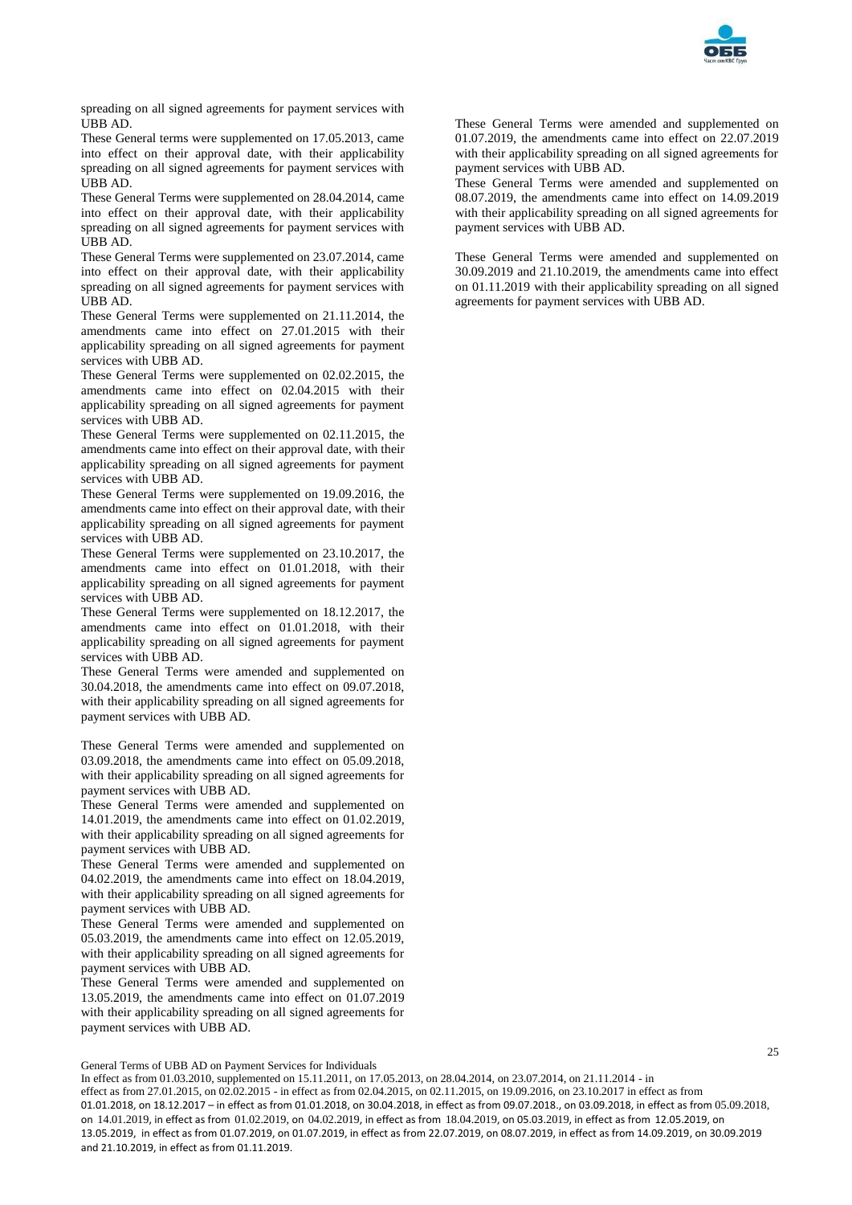spreading on all signed agreements for payment services with UBB AD.

These General terms were supplemented on 17.05.2013, came into effect on their approval date, with their applicability spreading on all signed agreements for payment services with UBB AD.

These General Terms were supplemented on 28.04.2014, came into effect on their approval date, with their applicability spreading on all signed agreements for payment services with UBB AD.

These General Terms were supplemented on 23.07.2014, came into effect on their approval date, with their applicability spreading on all signed agreements for payment services with UBB AD.

These General Terms were supplemented on 21.11.2014, the amendments came into effect on 27.01.2015 with their applicability spreading on all signed agreements for payment services with UBB AD.

These General Terms were supplemented on 02.02.2015, the amendments came into effect on 02.04.2015 with their applicability spreading on all signed agreements for payment services with UBB AD.

These General Terms were supplemented on 02.11.2015, the amendments came into effect on their approval date, with their applicability spreading on all signed agreements for payment services with UBB AD.

These General Terms were supplemented on 19.09.2016, the amendments came into effect on their approval date, with their applicability spreading on all signed agreements for payment services with UBB AD.

These General Terms were supplemented on 23.10.2017, the amendments came into effect on 01.01.2018, with their applicability spreading on all signed agreements for payment services with UBB AD.

These General Terms were supplemented on 18.12.2017, the amendments came into effect on 01.01.2018, with their applicability spreading on all signed agreements for payment services with UBB AD.

These General Terms were amended and supplemented on 30.04.2018, the amendments came into effect on 09.07.2018, with their applicability spreading on all signed agreements for payment services with UBB AD.

These General Terms were amended and supplemented on 03.09.2018, the amendments came into effect on 05.09.2018, with their applicability spreading on all signed agreements for payment services with UBB AD.

These General Terms were amended and supplemented on 14.01.2019, the amendments came into effect on 01.02.2019, with their applicability spreading on all signed agreements for payment services with UBB AD.

These General Terms were amended and supplemented on 04.02.2019, the amendments came into effect on 18.04.2019, with their applicability spreading on all signed agreements for payment services with UBB AD.

These General Terms were amended and supplemented on 05.03.2019, the amendments came into effect on 12.05.2019, with their applicability spreading on all signed agreements for payment services with UBB AD.

These General Terms were amended and supplemented on 13.05.2019, the amendments came into effect on 01.07.2019 with their applicability spreading on all signed agreements for payment services with UBB AD.

These General Terms were amended and supplemented on 01.07.2019, the amendments came into effect on 22.07.2019 with their applicability spreading on all signed agreements for payment services with UBB AD.

These General Terms were amended and supplemented on 08.07.2019, the amendments came into effect on 14.09.2019 with their applicability spreading on all signed agreements for payment services with UBB AD.

These General Terms were amended and supplemented on 30.09.2019 and 21.10.2019, the amendments came into effect on 01.11.2019 with their applicability spreading on all signed agreements for payment services with UBB AD.